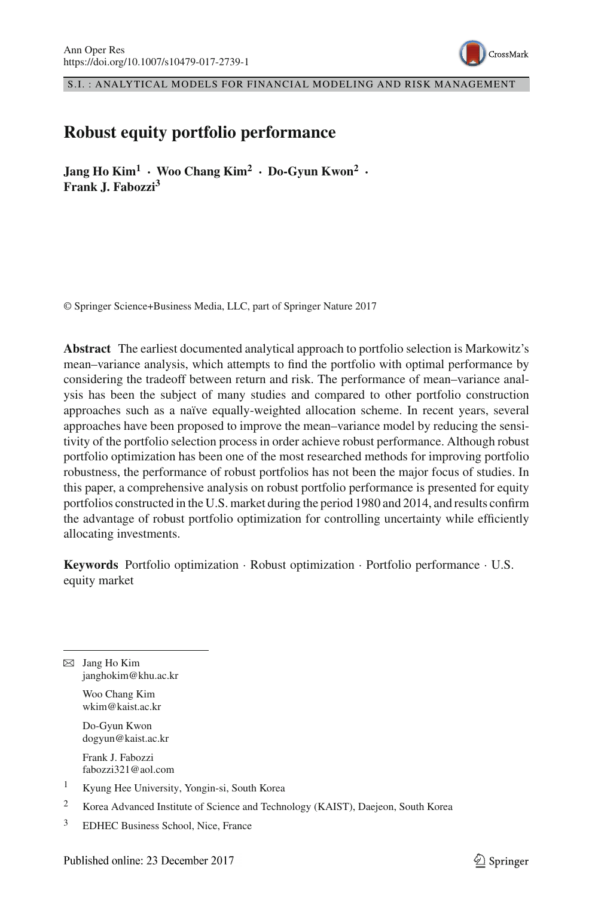S.I. : ANALYTICAL MODELS FOR FINANCIAL MODELING AND RISK MANAGEMENT

# Robust equity portfolio performance

**Jang Ho Kim[1] · Woo Chang Kim[2] · Do-Gyun Kwon[2] · Frank J. Fabozzi[3]**

© Springer Science+Business Media, LLC, part of Springer Nature 2017

**Abstract** The earliest documented analytical approach to portfolio selection is Markowitz's mean–variance analysis, which attempts to find the portfolio with optimal performance by considering the tradeoff between return and risk. The performance of mean–variance analysis has been the subject of many studies and compared to other portfolio construction approaches such as a naïve equally-weighted allocation scheme. In recent years, several approaches have been proposed to improve the mean–variance model by reducing the sensitivity of the portfolio selection process in order achieve robust performance. Although robust portfolio optimization has been one of the most researched methods for improving portfolio robustness, the performance of robust portfolios has not been the major focus of studies. In this paper, a comprehensive analysis on robust portfolio performance is presented for equity portfolios constructed in the U.S. market during the period 1980 and 2014, and results confirm the advantage of robust portfolio optimization for controlling uncertainty while efficiently allocating investments.

**Keywords** Portfolio optimization · Robust optimization · Portfolio performance · U.S. equity market

---

✉ Jang Ho Kim
janghokim@khu.ac.kr

Woo Chang Kim
wkim@kaist.ac.kr

Do-Gyun Kwon
dogyun@kaist.ac.kr

Frank J. Fabozzi
fabozzi321@aol.com

[1] Kyung Hee University, Yongin-si, South Korea

[2] Korea Advanced Institute of Science and Technology (KAIST), Daejeon, South Korea

[3] EDHEC Business School, Nice, France

Published online: 23 December 2017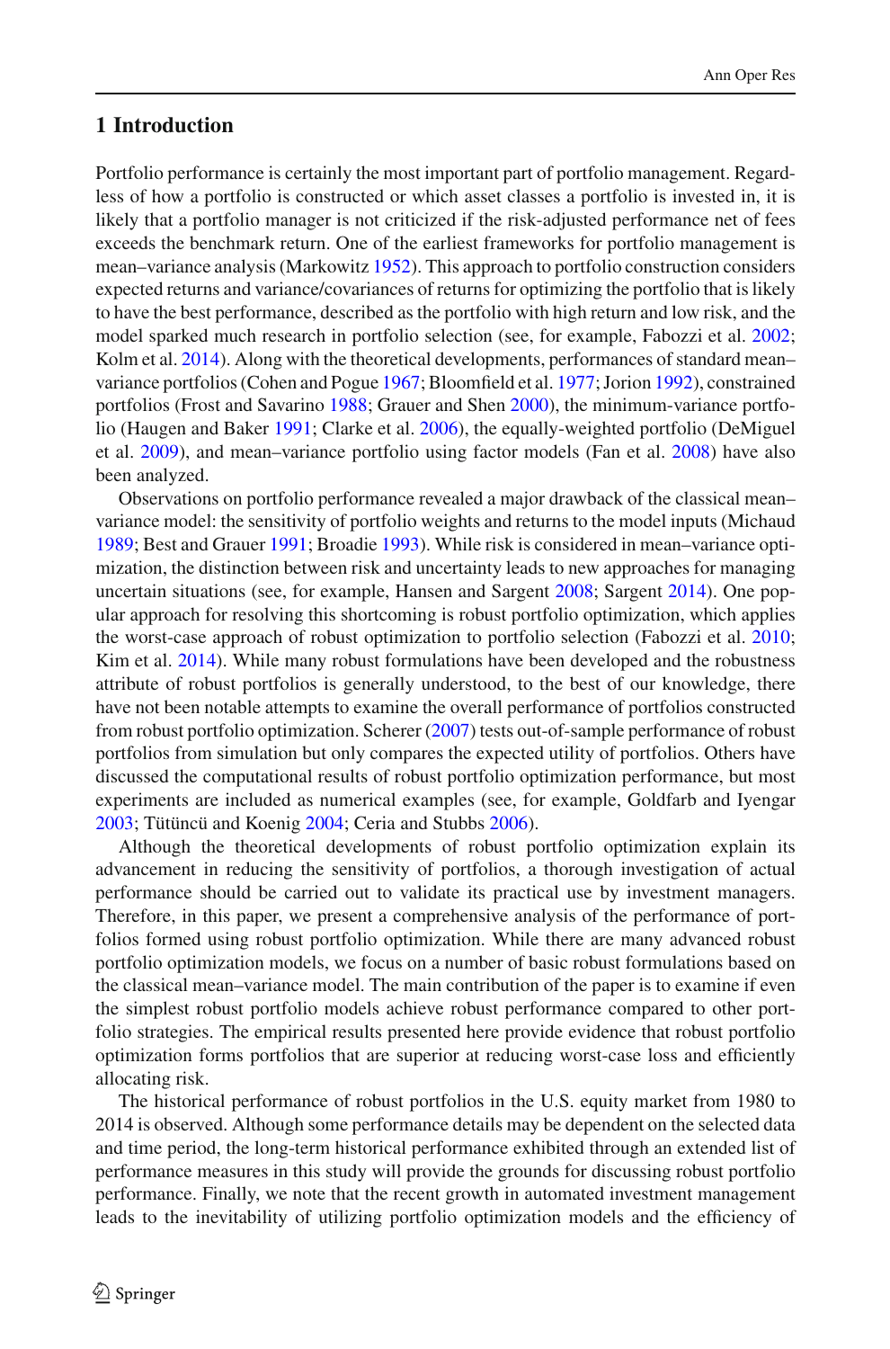## 1 Introduction

Portfolio performance is certainly the most important part of portfolio management. Regardless of how a portfolio is constructed or which asset classes a portfolio is invested in, it is likely that a portfolio manager is not criticized if the risk-adjusted performance net of fees exceeds the benchmark return. One of the earliest frameworks for portfolio management is mean–variance analysis (Markowitz 1952). This approach to portfolio construction considers expected returns and variance/covariances of returns for optimizing the portfolio that is likely to have the best performance, described as the portfolio with high return and low risk, and the model sparked much research in portfolio selection (see, for example, Fabozzi et al. 2002; Kolm et al. 2014). Along with the theoretical developments, performances of standard mean–variance portfolios (Cohen and Pogue 1967; Bloomfield et al. 1977; Jorion 1992), constrained portfolios (Frost and Savarino 1988; Grauer and Shen 2000), the minimum-variance portfolio (Haugen and Baker 1991; Clarke et al. 2006), the equally-weighted portfolio (DeMiguel et al. 2009), and mean–variance portfolio using factor models (Fan et al. 2008) have also been analyzed.

Observations on portfolio performance revealed a major drawback of the classical mean–variance model: the sensitivity of portfolio weights and returns to the model inputs (Michaud 1989; Best and Grauer 1991; Broadie 1993). While risk is considered in mean–variance optimization, the distinction between risk and uncertainty leads to new approaches for managing uncertain situations (see, for example, Hansen and Sargent 2008; Sargent 2014). One popular approach for resolving this shortcoming is robust portfolio optimization, which applies the worst-case approach of robust optimization to portfolio selection (Fabozzi et al. 2010; Kim et al. 2014). While many robust formulations have been developed and the robustness attribute of robust portfolios is generally understood, to the best of our knowledge, there have not been notable attempts to examine the overall performance of portfolios constructed from robust portfolio optimization. Scherer (2007) tests out-of-sample performance of robust portfolios from simulation but only compares the expected utility of portfolios. Others have discussed the computational results of robust portfolio optimization performance, but most experiments are included as numerical examples (see, for example, Goldfarb and Iyengar 2003; Tütüncü and Koenig 2004; Ceria and Stubbs 2006).

Although the theoretical developments of robust portfolio optimization explain its advancement in reducing the sensitivity of portfolios, a thorough investigation of actual performance should be carried out to validate its practical use by investment managers. Therefore, in this paper, we present a comprehensive analysis of the performance of portfolios formed using robust portfolio optimization. While there are many advanced robust portfolio optimization models, we focus on a number of basic robust formulations based on the classical mean–variance model. The main contribution of the paper is to examine if even the simplest robust portfolio models achieve robust performance compared to other portfolio strategies. The empirical results presented here provide evidence that robust portfolio optimization forms portfolios that are superior at reducing worst-case loss and efficiently allocating risk.

The historical performance of robust portfolios in the U.S. equity market from 1980 to 2014 is observed. Although some performance details may be dependent on the selected data and time period, the long-term historical performance exhibited through an extended list of performance measures in this study will provide the grounds for discussing robust portfolio performance. Finally, we note that the recent growth in automated investment management leads to the inevitability of utilizing portfolio optimization models and the efficiency of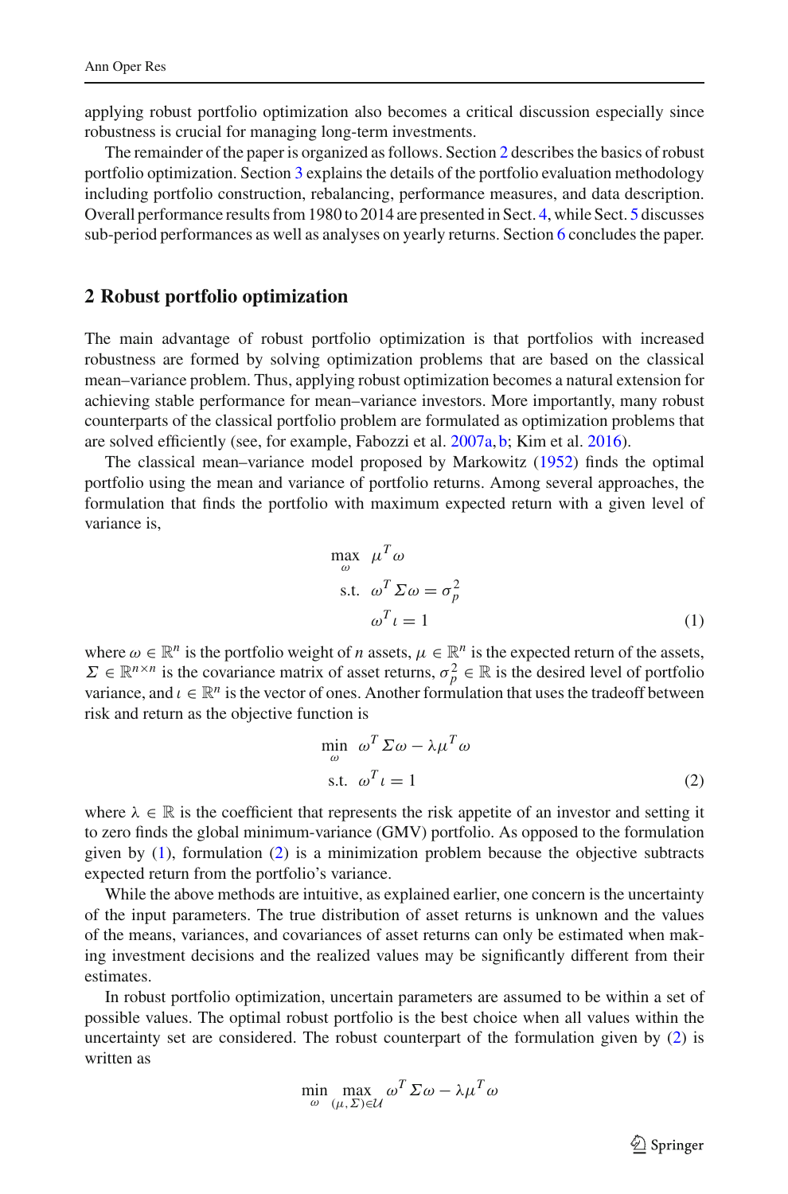applying robust portfolio optimization also becomes a critical discussion especially since robustness is crucial for managing long-term investments.

The remainder of the paper is organized as follows. Section 2 describes the basics of robust portfolio optimization. Section 3 explains the details of the portfolio evaluation methodology including portfolio construction, rebalancing, performance measures, and data description. Overall performance results from 1980 to 2014 are presented in Sect. 4, while Sect. 5 discusses sub-period performances as well as analyses on yearly returns. Section 6 concludes the paper.

## 2 Robust portfolio optimization

The main advantage of robust portfolio optimization is that portfolios with increased robustness are formed by solving optimization problems that are based on the classical mean–variance problem. Thus, applying robust optimization becomes a natural extension for achieving stable performance for mean–variance investors. More importantly, many robust counterparts of the classical portfolio problem are formulated as optimization problems that are solved efficiently (see, for example, Fabozzi et al. 2007a, b; Kim et al. 2016).

The classical mean–variance model proposed by Markowitz (1952) finds the optimal portfolio using the mean and variance of portfolio returns. Among several approaches, the formulation that finds the portfolio with maximum expected return with a given level of variance is,

$$
\begin{aligned}
\max_{\omega} \quad & \mu^T \omega \\
\text{s.t.} \quad & \omega^T \Sigma \omega = \sigma_p^2 \\
& \omega^T \iota = 1
\end{aligned}
\tag{1}
$$

where $\omega \in \mathbb{R}^n$ is the portfolio weight of $n$ assets, $\mu \in \mathbb{R}^n$ is the expected return of the assets, $\Sigma \in \mathbb{R}^{n \times n}$ is the covariance matrix of asset returns, $\sigma_p^2 \in \mathbb{R}$ is the desired level of portfolio variance, and $\iota \in \mathbb{R}^n$ is the vector of ones. Another formulation that uses the tradeoff between risk and return as the objective function is

$$
\begin{aligned}
\min_{\omega} \quad & \omega^T \Sigma \omega - \lambda \mu^T \omega \\
\text{s.t.} \quad & \omega^T \iota = 1
\end{aligned}
\tag{2}
$$

where $\lambda \in \mathbb{R}$ is the coefficient that represents the risk appetite of an investor and setting it to zero finds the global minimum-variance (GMV) portfolio. As opposed to the formulation given by (1), formulation (2) is a minimization problem because the objective subtracts expected return from the portfolio's variance.

While the above methods are intuitive, as explained earlier, one concern is the uncertainty of the input parameters. The true distribution of asset returns is unknown and the values of the means, variances, and covariances of asset returns can only be estimated when making investment decisions and the realized values may be significantly different from their estimates.

In robust portfolio optimization, uncertain parameters are assumed to be within a set of possible values. The optimal robust portfolio is the best choice when all values within the uncertainty set are considered. The robust counterpart of the formulation given by (2) is written as

$$
\min_{\omega} \max_{(\mu, \Sigma) \in \mathcal{U}} \omega^T \Sigma \omega - \lambda \mu^T \omega
$$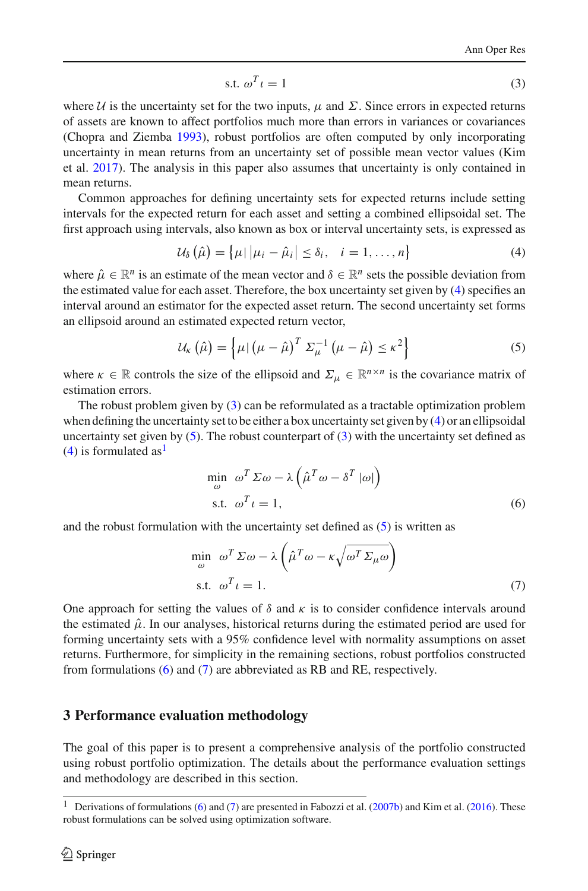$$\text{s.t. } \omega^T \iota = 1 \tag{3}$$

where $\mathcal{U}$ is the uncertainty set for the two inputs, $\mu$ and $\Sigma$. Since errors in expected returns of assets are known to affect portfolios much more than errors in variances or covariances (Chopra and Ziemba 1993), robust portfolios are often computed by only incorporating uncertainty in mean returns from an uncertainty set of possible mean vector values (Kim et al. 2017). The analysis in this paper also assumes that uncertainty is only contained in mean returns.

Common approaches for defining uncertainty sets for expected returns include setting intervals for the expected return for each asset and setting a combined ellipsoidal set. The first approach using intervals, also known as box or interval uncertainty sets, is expressed as

$$\mathcal{U}_\delta\left(\hat{\mu}\right) = \left\{\mu \middle| \left|\mu_i - \hat{\mu}_i\right| \leq \delta_i, \quad i = 1, \ldots, n\right\} \tag{4}$$

where $\hat{\mu} \in \mathbb{R}^n$ is an estimate of the mean vector and $\delta \in \mathbb{R}^n$ sets the possible deviation from the estimated value for each asset. Therefore, the box uncertainty set given by (4) specifies an interval around an estimator for the expected asset return. The second uncertainty set forms an ellipsoid around an estimated expected return vector,

$$\mathcal{U}_\kappa\left(\hat{\mu}\right) = \left\{\mu \middle| \left(\mu - \hat{\mu}\right)^T \Sigma_\mu^{-1} \left(\mu - \hat{\mu}\right) \leq \kappa^2\right\} \tag{5}$$

where $\kappa \in \mathbb{R}$ controls the size of the ellipsoid and $\Sigma_\mu \in \mathbb{R}^{n \times n}$ is the covariance matrix of estimation errors.

The robust problem given by (3) can be reformulated as a tractable optimization problem when defining the uncertainty set to be either a box uncertainty set given by (4) or an ellipsoidal uncertainty set given by (5). The robust counterpart of (3) with the uncertainty set defined as (4) is formulated as[1]

$$\begin{aligned} \min_\omega \quad & \omega^T \Sigma \omega - \lambda \left(\hat{\mu}^T \omega - \delta^T |\omega|\right) \\ \text{s.t.} \quad & \omega^T \iota = 1, \end{aligned} \tag{6}$$

and the robust formulation with the uncertainty set defined as (5) is written as

$$\begin{aligned} \min_\omega \quad & \omega^T \Sigma \omega - \lambda \left(\hat{\mu}^T \omega - \kappa \sqrt{\omega^T \Sigma_\mu \omega}\right) \\ \text{s.t.} \quad & \omega^T \iota = 1. \end{aligned} \tag{7}$$

One approach for setting the values of $\delta$ and $\kappa$ is to consider confidence intervals around the estimated $\hat{\mu}$. In our analyses, historical returns during the estimated period are used for forming uncertainty sets with a 95% confidence level with normality assumptions on asset returns. Furthermore, for simplicity in the remaining sections, robust portfolios constructed from formulations (6) and (7) are abbreviated as RB and RE, respectively.

## 3 Performance evaluation methodology

The goal of this paper is to present a comprehensive analysis of the portfolio constructed using robust portfolio optimization. The details about the performance evaluation settings and methodology are described in this section.

[1] Derivations of formulations (6) and (7) are presented in Fabozzi et al. (2007b) and Kim et al. (2016). These robust formulations can be solved using optimization software.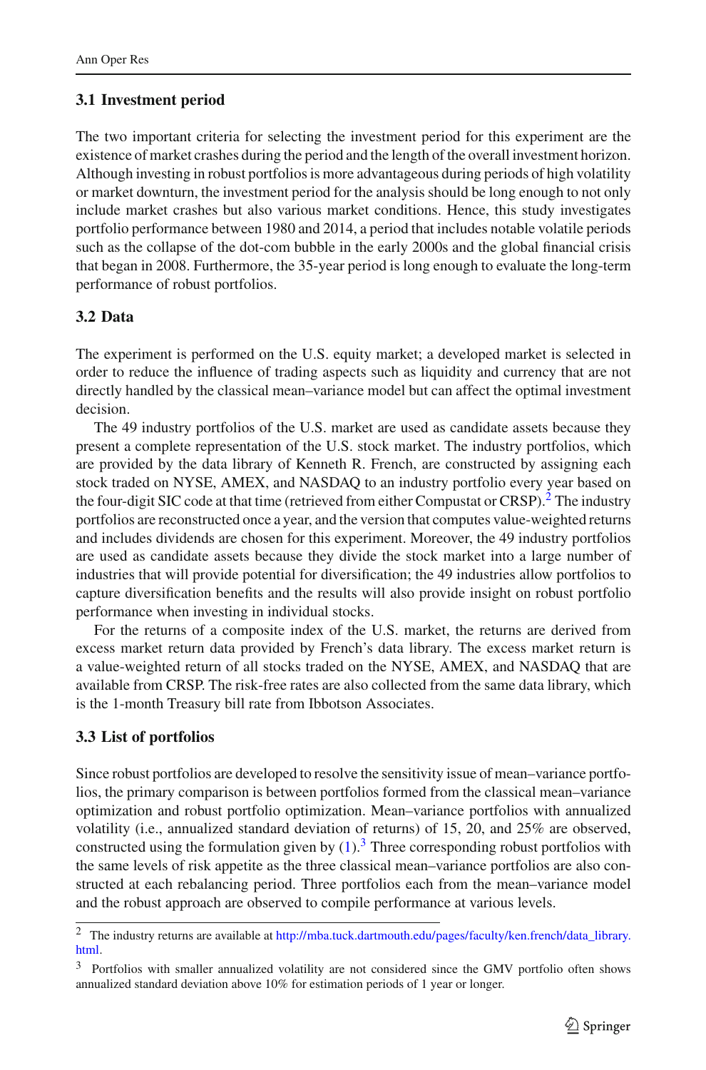### 3.1 Investment period

The two important criteria for selecting the investment period for this experiment are the existence of market crashes during the period and the length of the overall investment horizon. Although investing in robust portfolios is more advantageous during periods of high volatility or market downturn, the investment period for the analysis should be long enough to not only include market crashes but also various market conditions. Hence, this study investigates portfolio performance between 1980 and 2014, a period that includes notable volatile periods such as the collapse of the dot-com bubble in the early 2000s and the global financial crisis that began in 2008. Furthermore, the 35-year period is long enough to evaluate the long-term performance of robust portfolios.

### 3.2 Data

The experiment is performed on the U.S. equity market; a developed market is selected in order to reduce the influence of trading aspects such as liquidity and currency that are not directly handled by the classical mean–variance model but can affect the optimal investment decision.

The 49 industry portfolios of the U.S. market are used as candidate assets because they present a complete representation of the U.S. stock market. The industry portfolios, which are provided by the data library of Kenneth R. French, are constructed by assigning each stock traded on NYSE, AMEX, and NASDAQ to an industry portfolio every year based on the four-digit SIC code at that time (retrieved from either Compustat or CRSP).[2] The industry portfolios are reconstructed once a year, and the version that computes value-weighted returns and includes dividends are chosen for this experiment. Moreover, the 49 industry portfolios are used as candidate assets because they divide the stock market into a large number of industries that will provide potential for diversification; the 49 industries allow portfolios to capture diversification benefits and the results will also provide insight on robust portfolio performance when investing in individual stocks.

For the returns of a composite index of the U.S. market, the returns are derived from excess market return data provided by French's data library. The excess market return is a value-weighted return of all stocks traded on the NYSE, AMEX, and NASDAQ that are available from CRSP. The risk-free rates are also collected from the same data library, which is the 1-month Treasury bill rate from Ibbotson Associates.

### 3.3 List of portfolios

Since robust portfolios are developed to resolve the sensitivity issue of mean–variance portfolios, the primary comparison is between portfolios formed from the classical mean–variance optimization and robust portfolio optimization. Mean–variance portfolios with annualized volatility (i.e., annualized standard deviation of returns) of 15, 20, and 25% are observed, constructed using the formulation given by (1).[3] Three corresponding robust portfolios with the same levels of risk appetite as the three classical mean–variance portfolios are also constructed at each rebalancing period. Three portfolios each from the mean–variance model and the robust approach are observed to compile performance at various levels.

---

[2] The industry returns are available at http://mba.tuck.dartmouth.edu/pages/faculty/ken.french/data_library.html.

[3] Portfolios with smaller annualized volatility are not considered since the GMV portfolio often shows annualized standard deviation above 10% for estimation periods of 1 year or longer.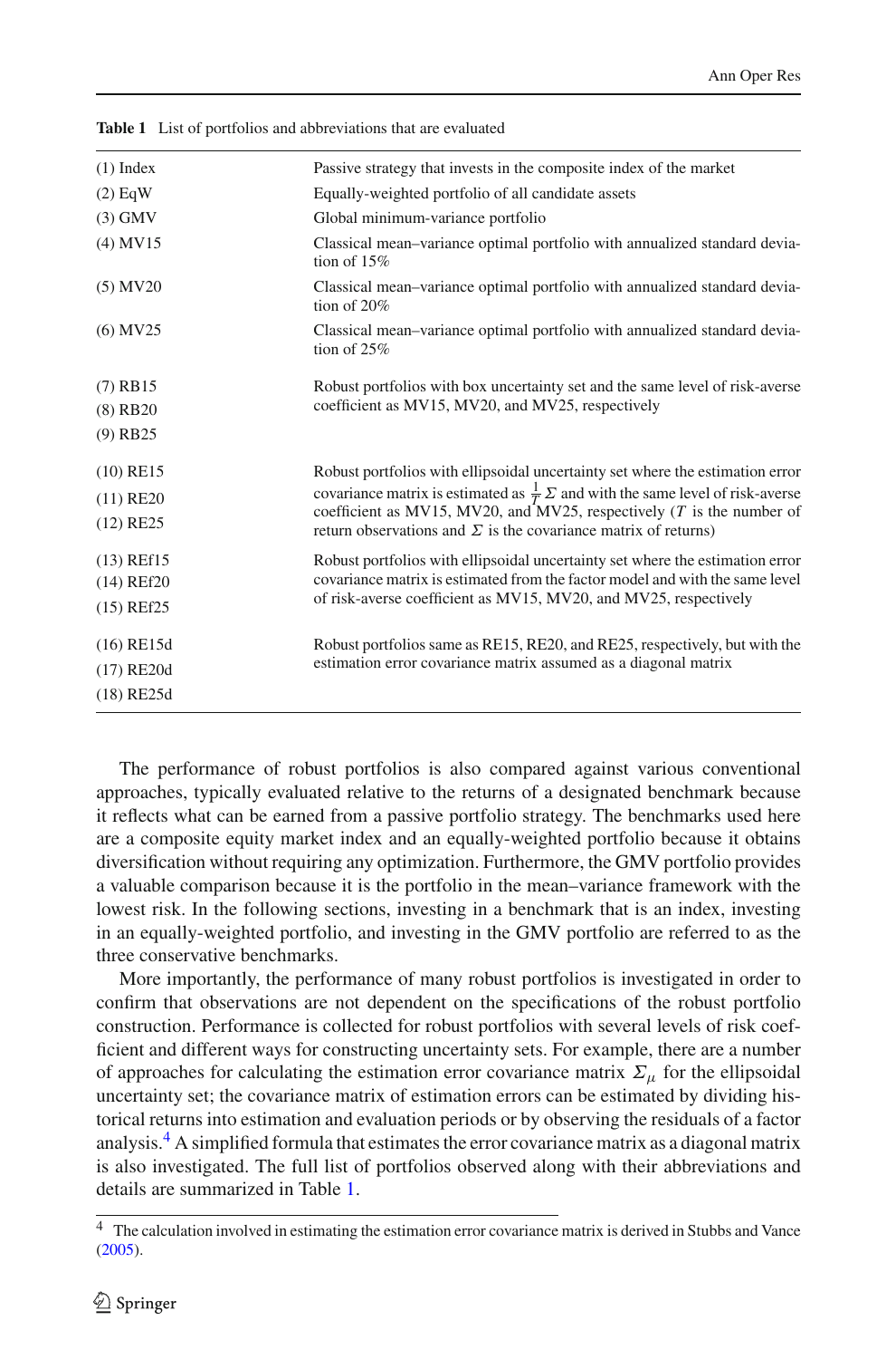**Table 1** List of portfolios and abbreviations that are evaluated

| | |
|---|---|
| (1) Index | Passive strategy that invests in the composite index of the market |
| (2) EqW | Equally-weighted portfolio of all candidate assets |
| (3) GMV | Global minimum-variance portfolio |
| (4) MV15 | Classical mean–variance optimal portfolio with annualized standard deviation of 15% |
| (5) MV20 | Classical mean–variance optimal portfolio with annualized standard deviation of 20% |
| (6) MV25 | Classical mean–variance optimal portfolio with annualized standard deviation of 25% |
| (7) RB15<br>(8) RB20<br>(9) RB25 | Robust portfolios with box uncertainty set and the same level of risk-averse coefficient as MV15, MV20, and MV25, respectively |
| (10) RE15<br>(11) RE20<br>(12) RE25 | Robust portfolios with ellipsoidal uncertainty set where the estimation error covariance matrix is estimated as $\frac{1}{T}\Sigma$ and with the same level of risk-averse coefficient as MV15, MV20, and MV25, respectively ($T$ is the number of return observations and $\Sigma$ is the covariance matrix of returns) |
| (13) REf15<br>(14) REf20<br>(15) REf25 | Robust portfolios with ellipsoidal uncertainty set where the estimation error covariance matrix is estimated from the factor model and with the same level of risk-averse coefficient as MV15, MV20, and MV25, respectively |
| (16) RE15d<br>(17) RE20d<br>(18) RE25d | Robust portfolios same as RE15, RE20, and RE25, respectively, but with the estimation error covariance matrix assumed as a diagonal matrix |

The performance of robust portfolios is also compared against various conventional approaches, typically evaluated relative to the returns of a designated benchmark because it reflects what can be earned from a passive portfolio strategy. The benchmarks used here are a composite equity market index and an equally-weighted portfolio because it obtains diversification without requiring any optimization. Furthermore, the GMV portfolio provides a valuable comparison because it is the portfolio in the mean–variance framework with the lowest risk. In the following sections, investing in a benchmark that is an index, investing in an equally-weighted portfolio, and investing in the GMV portfolio are referred to as the three conservative benchmarks.

More importantly, the performance of many robust portfolios is investigated in order to confirm that observations are not dependent on the specifications of the robust portfolio construction. Performance is collected for robust portfolios with several levels of risk coefficient and different ways for constructing uncertainty sets. For example, there are a number of approaches for calculating the estimation error covariance matrix $\Sigma_\mu$ for the ellipsoidal uncertainty set; the covariance matrix of estimation errors can be estimated by dividing historical returns into estimation and evaluation periods or by observing the residuals of a factor analysis.[4] A simplified formula that estimates the error covariance matrix as a diagonal matrix is also investigated. The full list of portfolios observed along with their abbreviations and details are summarized in Table 1.

[4] The calculation involved in estimating the estimation error covariance matrix is derived in Stubbs and Vance (2005).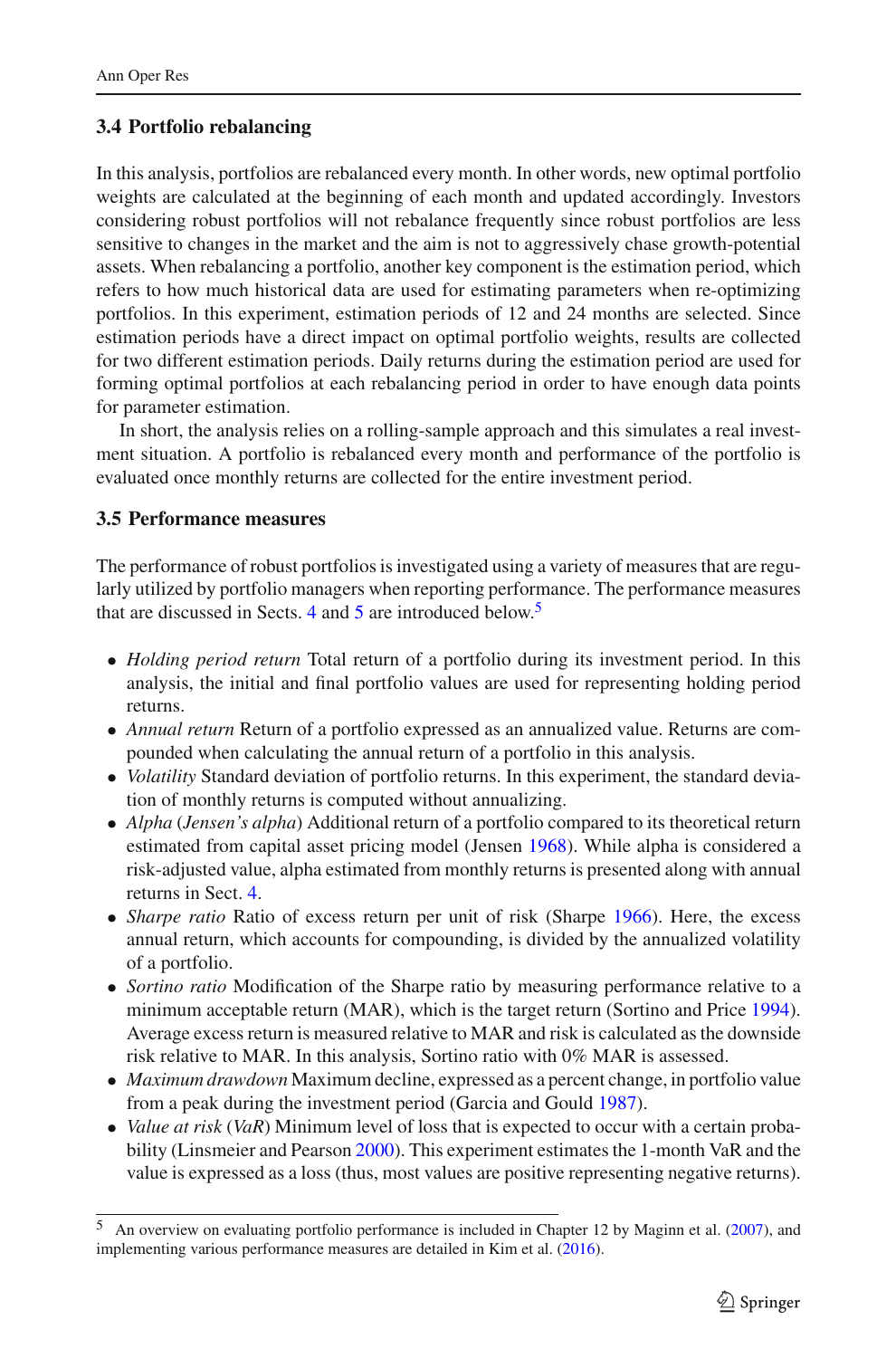### 3.4 Portfolio rebalancing

In this analysis, portfolios are rebalanced every month. In other words, new optimal portfolio weights are calculated at the beginning of each month and updated accordingly. Investors considering robust portfolios will not rebalance frequently since robust portfolios are less sensitive to changes in the market and the aim is not to aggressively chase growth-potential assets. When rebalancing a portfolio, another key component is the estimation period, which refers to how much historical data are used for estimating parameters when re-optimizing portfolios. In this experiment, estimation periods of 12 and 24 months are selected. Since estimation periods have a direct impact on optimal portfolio weights, results are collected for two different estimation periods. Daily returns during the estimation period are used for forming optimal portfolios at each rebalancing period in order to have enough data points for parameter estimation.

In short, the analysis relies on a rolling-sample approach and this simulates a real investment situation. A portfolio is rebalanced every month and performance of the portfolio is evaluated once monthly returns are collected for the entire investment period.

### 3.5 Performance measures

The performance of robust portfolios is investigated using a variety of measures that are regularly utilized by portfolio managers when reporting performance. The performance measures that are discussed in Sects. 4 and 5 are introduced below.[5]

- *Holding period return* Total return of a portfolio during its investment period. In this analysis, the initial and final portfolio values are used for representing holding period returns.
- *Annual return* Return of a portfolio expressed as an annualized value. Returns are compounded when calculating the annual return of a portfolio in this analysis.
- *Volatility* Standard deviation of portfolio returns. In this experiment, the standard deviation of monthly returns is computed without annualizing.
- *Alpha* (*Jensen's alpha*) Additional return of a portfolio compared to its theoretical return estimated from capital asset pricing model (Jensen 1968). While alpha is considered a risk-adjusted value, alpha estimated from monthly returns is presented along with annual returns in Sect. 4.
- *Sharpe ratio* Ratio of excess return per unit of risk (Sharpe 1966). Here, the excess annual return, which accounts for compounding, is divided by the annualized volatility of a portfolio.
- *Sortino ratio* Modification of the Sharpe ratio by measuring performance relative to a minimum acceptable return (MAR), which is the target return (Sortino and Price 1994). Average excess return is measured relative to MAR and risk is calculated as the downside risk relative to MAR. In this analysis, Sortino ratio with 0% MAR is assessed.
- *Maximum drawdown* Maximum decline, expressed as a percent change, in portfolio value from a peak during the investment period (Garcia and Gould 1987).
- *Value at risk* (*VaR*) Minimum level of loss that is expected to occur with a certain probability (Linsmeier and Pearson 2000). This experiment estimates the 1-month VaR and the value is expressed as a loss (thus, most values are positive representing negative returns).

[5] An overview on evaluating portfolio performance is included in Chapter 12 by Maginn et al. (2007), and implementing various performance measures are detailed in Kim et al. (2016).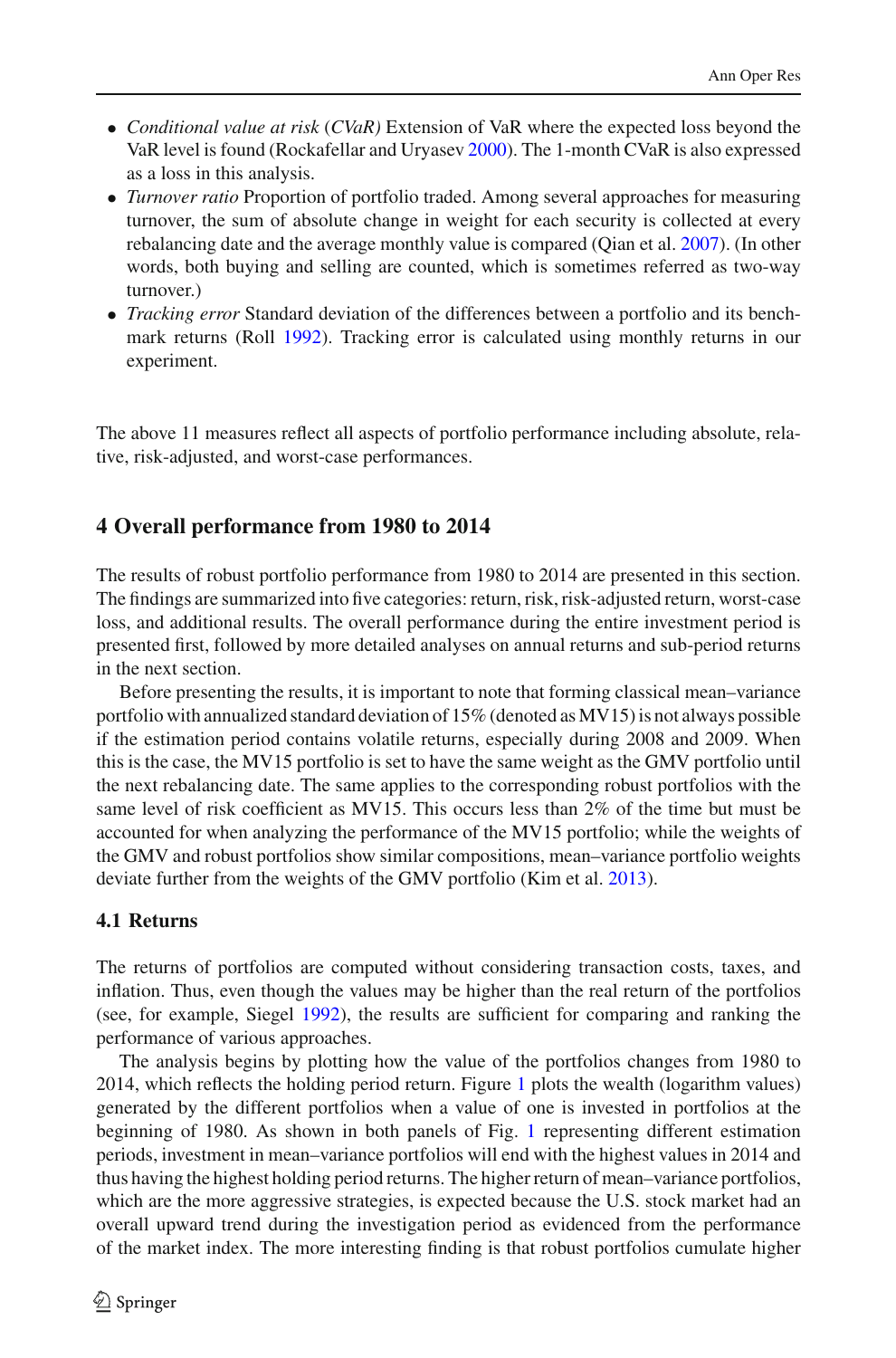- *Conditional value at risk* (*CVaR*) Extension of VaR where the expected loss beyond the VaR level is found (Rockafellar and Uryasev 2000). The 1-month CVaR is also expressed as a loss in this analysis.
- *Turnover ratio* Proportion of portfolio traded. Among several approaches for measuring turnover, the sum of absolute change in weight for each security is collected at every rebalancing date and the average monthly value is compared (Qian et al. 2007). (In other words, both buying and selling are counted, which is sometimes referred as two-way turnover.)
- *Tracking error* Standard deviation of the differences between a portfolio and its benchmark returns (Roll 1992). Tracking error is calculated using monthly returns in our experiment.

The above 11 measures reflect all aspects of portfolio performance including absolute, relative, risk-adjusted, and worst-case performances.

## 4 Overall performance from 1980 to 2014

The results of robust portfolio performance from 1980 to 2014 are presented in this section. The findings are summarized into five categories: return, risk, risk-adjusted return, worst-case loss, and additional results. The overall performance during the entire investment period is presented first, followed by more detailed analyses on annual returns and sub-period returns in the next section.

Before presenting the results, it is important to note that forming classical mean–variance portfolio with annualized standard deviation of 15% (denoted as MV15) is not always possible if the estimation period contains volatile returns, especially during 2008 and 2009. When this is the case, the MV15 portfolio is set to have the same weight as the GMV portfolio until the next rebalancing date. The same applies to the corresponding robust portfolios with the same level of risk coefficient as MV15. This occurs less than 2% of the time but must be accounted for when analyzing the performance of the MV15 portfolio; while the weights of the GMV and robust portfolios show similar compositions, mean–variance portfolio weights deviate further from the weights of the GMV portfolio (Kim et al. 2013).

### 4.1 Returns

The returns of portfolios are computed without considering transaction costs, taxes, and inflation. Thus, even though the values may be higher than the real return of the portfolios (see, for example, Siegel 1992), the results are sufficient for comparing and ranking the performance of various approaches.

The analysis begins by plotting how the value of the portfolios changes from 1980 to 2014, which reflects the holding period return. Figure 1 plots the wealth (logarithm values) generated by the different portfolios when a value of one is invested in portfolios at the beginning of 1980. As shown in both panels of Fig. 1 representing different estimation periods, investment in mean–variance portfolios will end with the highest values in 2014 and thus having the highest holding period returns. The higher return of mean–variance portfolios, which are the more aggressive strategies, is expected because the U.S. stock market had an overall upward trend during the investigation period as evidenced from the performance of the market index. The more interesting finding is that robust portfolios cumulate higher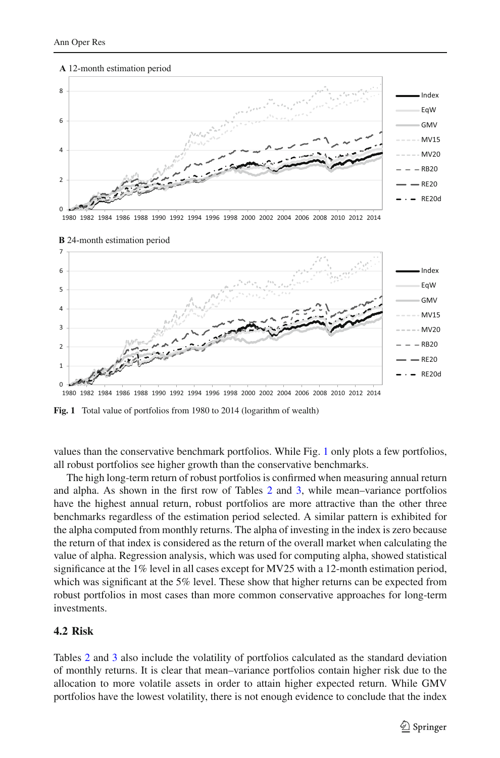**A** 12-month estimation period

**B** 24-month estimation period

**Fig. 1** Total value of portfolios from 1980 to 2014 (logarithm of wealth)

values than the conservative benchmark portfolios. While Fig. 1 only plots a few portfolios, all robust portfolios see higher growth than the conservative benchmarks.

The high long-term return of robust portfolios is confirmed when measuring annual return and alpha. As shown in the first row of Tables 2 and 3, while mean–variance portfolios have the highest annual return, robust portfolios are more attractive than the other three benchmarks regardless of the estimation period selected. A similar pattern is exhibited for the alpha computed from monthly returns. The alpha of investing in the index is zero because the return of that index is considered as the return of the overall market when calculating the value of alpha. Regression analysis, which was used for computing alpha, showed statistical significance at the 1% level in all cases except for MV25 with a 12-month estimation period, which was significant at the 5% level. These show that higher returns can be expected from robust portfolios in most cases than more common conservative approaches for long-term investments.

## 4.2 Risk

Tables 2 and 3 also include the volatility of portfolios calculated as the standard deviation of monthly returns. It is clear that mean–variance portfolios contain higher risk due to the allocation to more volatile assets in order to attain higher expected return. While GMV portfolios have the lowest volatility, there is not enough evidence to conclude that the index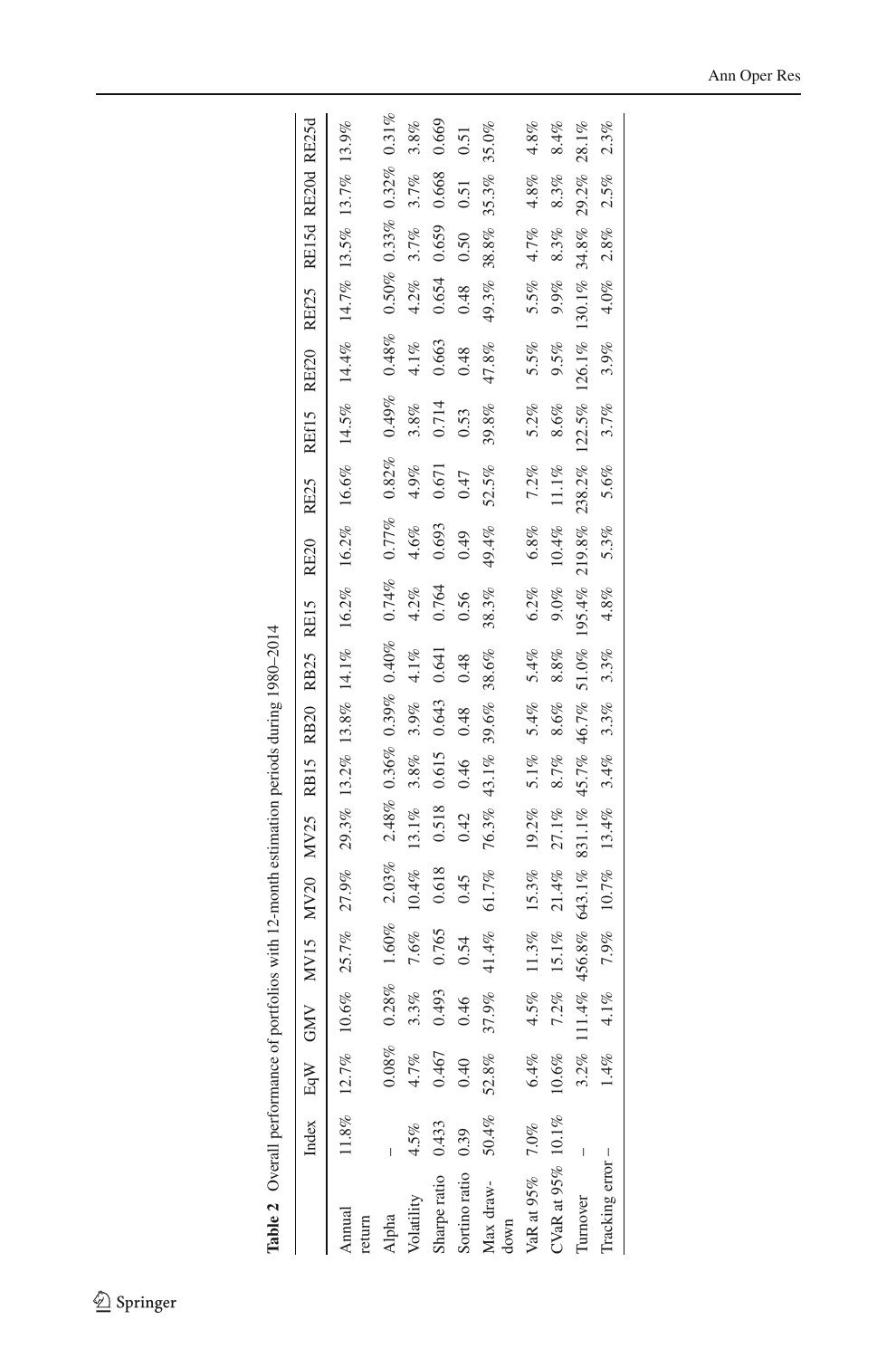**Table 2** Overall performance of portfolios with 12-month estimation periods during 1980–2014

| | Index | EqW | GMV | MV15 | MV20 | MV25 | RB15 | RB20 | RB25 | RE15 | RE20 | RE25 | REf15 | REf20 | REf25 | RE15d | RE20d | RE25d |
|---|---|---|---|---|---|---|---|---|---|---|---|---|---|---|---|---|---|---|
| Annual return | 11.8% | 12.7% | 10.6% | 25.7% | 27.9% | 29.3% | 13.2% | 13.8% | 14.1% | 16.2% | 16.2% | 16.6% | 14.5% | 14.4% | 14.7% | 13.5% | 13.7% | 13.9% |
| Alpha | – | 0.08% | 0.28% | 1.60% | 2.03% | 2.48% | 0.36% | 0.39% | 0.40% | 0.74% | 0.77% | 0.82% | 0.49% | 0.48% | 0.50% | 0.33% | 0.32% | 0.31% |
| Volatility | 4.5% | 4.7% | 3.3% | 7.6% | 10.4% | 13.1% | 3.8% | 3.9% | 4.1% | 4.2% | 4.6% | 4.9% | 3.8% | 4.1% | 4.2% | 3.7% | 3.7% | 3.8% |
| Sharpe ratio | 0.433 | 0.467 | 0.493 | 0.765 | 0.618 | 0.518 | 0.615 | 0.643 | 0.641 | 0.764 | 0.693 | 0.671 | 0.714 | 0.663 | 0.654 | 0.659 | 0.668 | 0.669 |
| Sortino ratio | 0.39 | 0.40 | 0.46 | 0.54 | 0.45 | 0.42 | 0.46 | 0.48 | 0.48 | 0.56 | 0.49 | 0.47 | 0.53 | 0.48 | 0.48 | 0.50 | 0.51 | 0.51 |
| Max draw-down | 50.4% | 52.8% | 37.9% | 41.4% | 61.7% | 76.3% | 43.1% | 39.6% | 38.6% | 38.3% | 49.4% | 52.5% | 39.8% | 47.8% | 49.3% | 38.8% | 35.3% | 35.0% |
| VaR at 95% | 7.0% | 6.4% | 4.5% | 11.3% | 15.3% | 19.2% | 5.1% | 5.4% | 5.4% | 6.2% | 6.8% | 7.2% | 5.2% | 5.5% | 5.5% | 4.7% | 4.8% | 4.8% |
| CVaR at 95% | 10.1% | 10.6% | 7.2% | 15.1% | 21.4% | 27.1% | 8.7% | 8.6% | 8.8% | 9.0% | 10.4% | 11.1% | 8.6% | 9.5% | 9.9% | 8.3% | 8.3% | 8.4% |
| Turnover | – | 3.2% | 111.4% | 456.8% | 643.1% | 831.1% | 45.7% | 46.7% | 51.0% | 195.4% | 219.8% | 238.2% | 122.5% | 126.1% | 130.1% | 34.8% | 29.2% | 28.1% |
| Tracking error | – | 1.4% | 4.1% | 7.9% | 10.7% | 13.4% | 3.4% | 3.3% | 3.3% | 4.8% | 5.3% | 5.6% | 3.7% | 3.9% | 4.0% | 2.8% | 2.5% | 2.3% |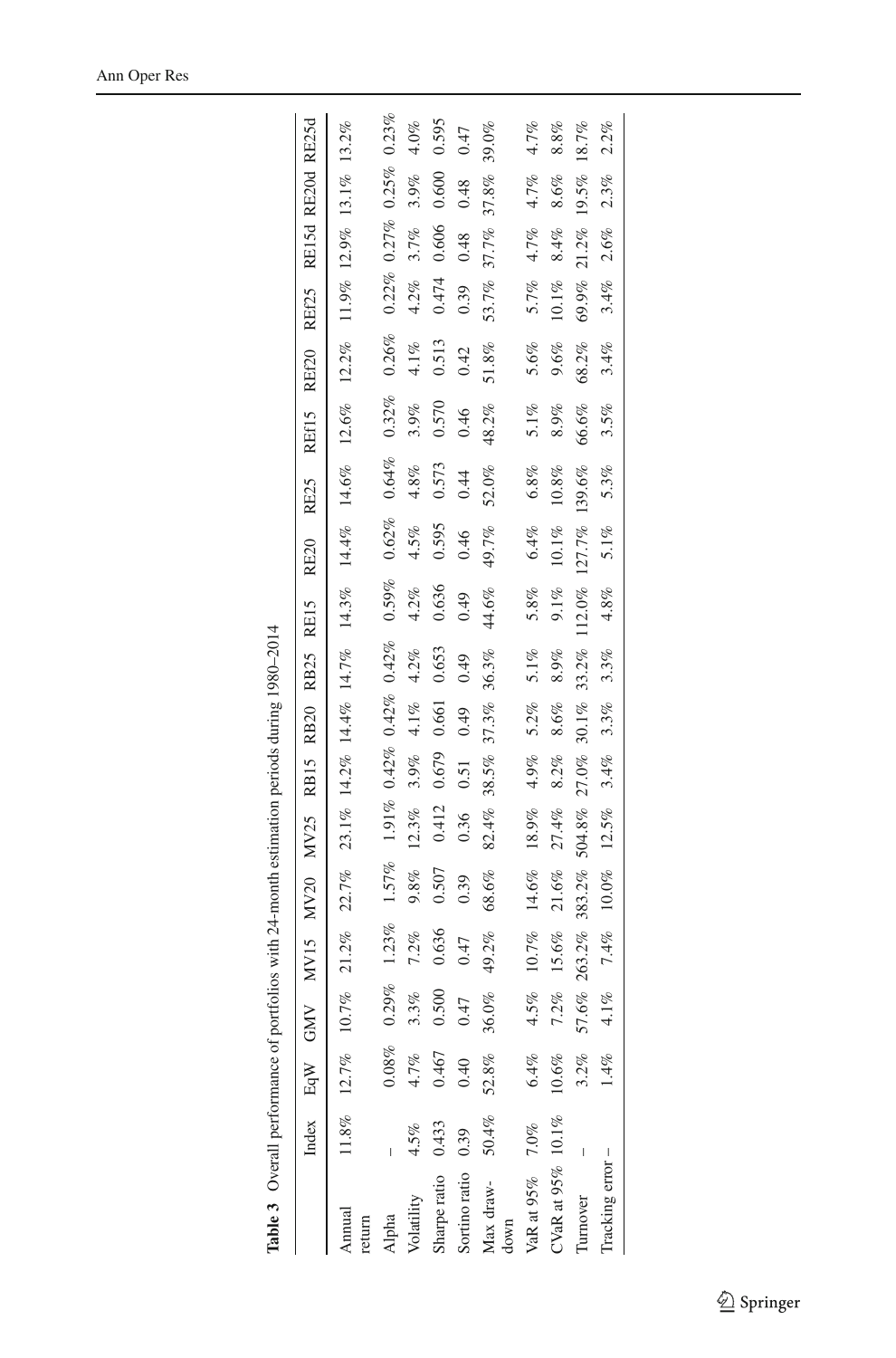**Table 3** Overall performance of portfolios with 24-month estimation periods during 1980–2014

| | Index | EqW | GMV | MV15 | MV20 | MV25 | RB15 | RB20 | RB25 | RE15 | RE20 | RE25 | REf15 | REf20 | REf25 | RE15d | RE20d | RE25d |
|---|---|---|---|---|---|---|---|---|---|---|---|---|---|---|---|---|---|---|
| Annual return | 11.8% | 12.7% | 10.7% | 21.2% | 22.7% | 23.1% | 14.2% | 14.4% | 14.7% | 14.3% | 14.4% | 14.6% | 12.6% | 12.2% | 11.9% | 12.9% | 13.1% | 13.2% |
| Alpha | – | 0.08% | 0.29% | 1.23% | 1.57% | 1.91% | 0.42% | 0.42% | 0.42% | 0.59% | 0.62% | 0.64% | 0.32% | 0.26% | 0.22% | 0.27% | 0.25% | 0.23% |
| Volatility | 4.5% | 4.7% | 3.3% | 7.2% | 9.8% | 12.3% | 3.9% | 4.1% | 4.2% | 4.2% | 4.5% | 4.8% | 3.9% | 4.1% | 4.2% | 3.7% | 3.9% | 4.0% |
| Sharpe ratio | 0.433 | 0.467 | 0.500 | 0.636 | 0.507 | 0.412 | 0.679 | 0.661 | 0.653 | 0.636 | 0.595 | 0.573 | 0.570 | 0.513 | 0.474 | 0.606 | 0.600 | 0.595 |
| Sortino ratio | 0.39 | 0.40 | 0.47 | 0.47 | 0.39 | 0.36 | 0.51 | 0.49 | 0.49 | 0.49 | 0.46 | 0.44 | 0.46 | 0.42 | 0.39 | 0.48 | 0.48 | 0.47 |
| Max draw-down | 50.4% | 52.8% | 36.0% | 49.2% | 68.6% | 82.4% | 38.5% | 37.3% | 36.3% | 44.6% | 49.7% | 52.0% | 48.2% | 51.8% | 53.7% | 37.7% | 37.8% | 39.0% |
| VaR at 95% | 7.0% | 6.4% | 4.5% | 10.7% | 14.6% | 18.9% | 4.9% | 5.2% | 5.1% | 5.8% | 6.4% | 6.8% | 5.1% | 5.6% | 5.7% | 4.7% | 4.7% | 4.7% |
| CVaR at 95% | 10.1% | 10.6% | 7.2% | 15.6% | 21.6% | 27.4% | 8.2% | 8.6% | 8.9% | 9.1% | 10.1% | 10.8% | 8.9% | 9.6% | 10.1% | 8.4% | 8.6% | 8.8% |
| Turnover | – | 3.2% | 57.6% | 263.2% | 383.2% | 504.8% | 27.0% | 30.1% | 33.2% | 112.0% | 127.7% | 139.6% | 66.6% | 68.2% | 69.9% | 21.2% | 19.5% | 18.7% |
| Tracking error | – | 1.4% | 4.1% | 7.4% | 10.0% | 12.5% | 3.4% | 3.3% | 3.3% | 4.8% | 5.1% | 5.3% | 3.5% | 3.4% | 3.4% | 2.6% | 2.3% | 2.2% |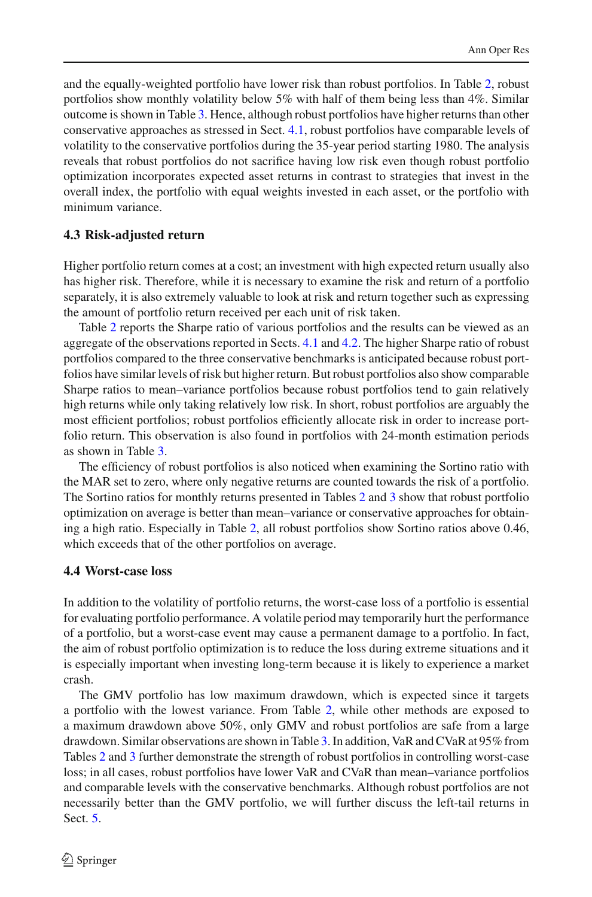and the equally-weighted portfolio have lower risk than robust portfolios. In Table 2, robust portfolios show monthly volatility below 5% with half of them being less than 4%. Similar outcome is shown in Table 3. Hence, although robust portfolios have higher returns than other conservative approaches as stressed in Sect. 4.1, robust portfolios have comparable levels of volatility to the conservative portfolios during the 35-year period starting 1980. The analysis reveals that robust portfolios do not sacrifice having low risk even though robust portfolio optimization incorporates expected asset returns in contrast to strategies that invest in the overall index, the portfolio with equal weights invested in each asset, or the portfolio with minimum variance.

### 4.3 Risk-adjusted return

Higher portfolio return comes at a cost; an investment with high expected return usually also has higher risk. Therefore, while it is necessary to examine the risk and return of a portfolio separately, it is also extremely valuable to look at risk and return together such as expressing the amount of portfolio return received per each unit of risk taken.

Table 2 reports the Sharpe ratio of various portfolios and the results can be viewed as an aggregate of the observations reported in Sects. 4.1 and 4.2. The higher Sharpe ratio of robust portfolios compared to the three conservative benchmarks is anticipated because robust portfolios have similar levels of risk but higher return. But robust portfolios also show comparable Sharpe ratios to mean–variance portfolios because robust portfolios tend to gain relatively high returns while only taking relatively low risk. In short, robust portfolios are arguably the most efficient portfolios; robust portfolios efficiently allocate risk in order to increase portfolio return. This observation is also found in portfolios with 24-month estimation periods as shown in Table 3.

The efficiency of robust portfolios is also noticed when examining the Sortino ratio with the MAR set to zero, where only negative returns are counted towards the risk of a portfolio. The Sortino ratios for monthly returns presented in Tables 2 and 3 show that robust portfolio optimization on average is better than mean–variance or conservative approaches for obtaining a high ratio. Especially in Table 2, all robust portfolios show Sortino ratios above 0.46, which exceeds that of the other portfolios on average.

### 4.4 Worst-case loss

In addition to the volatility of portfolio returns, the worst-case loss of a portfolio is essential for evaluating portfolio performance. A volatile period may temporarily hurt the performance of a portfolio, but a worst-case event may cause a permanent damage to a portfolio. In fact, the aim of robust portfolio optimization is to reduce the loss during extreme situations and it is especially important when investing long-term because it is likely to experience a market crash.

The GMV portfolio has low maximum drawdown, which is expected since it targets a portfolio with the lowest variance. From Table 2, while other methods are exposed to a maximum drawdown above 50%, only GMV and robust portfolios are safe from a large drawdown. Similar observations are shown in Table 3. In addition, VaR and CVaR at 95% from Tables 2 and 3 further demonstrate the strength of robust portfolios in controlling worst-case loss; in all cases, robust portfolios have lower VaR and CVaR than mean–variance portfolios and comparable levels with the conservative benchmarks. Although robust portfolios are not necessarily better than the GMV portfolio, we will further discuss the left-tail returns in Sect. 5.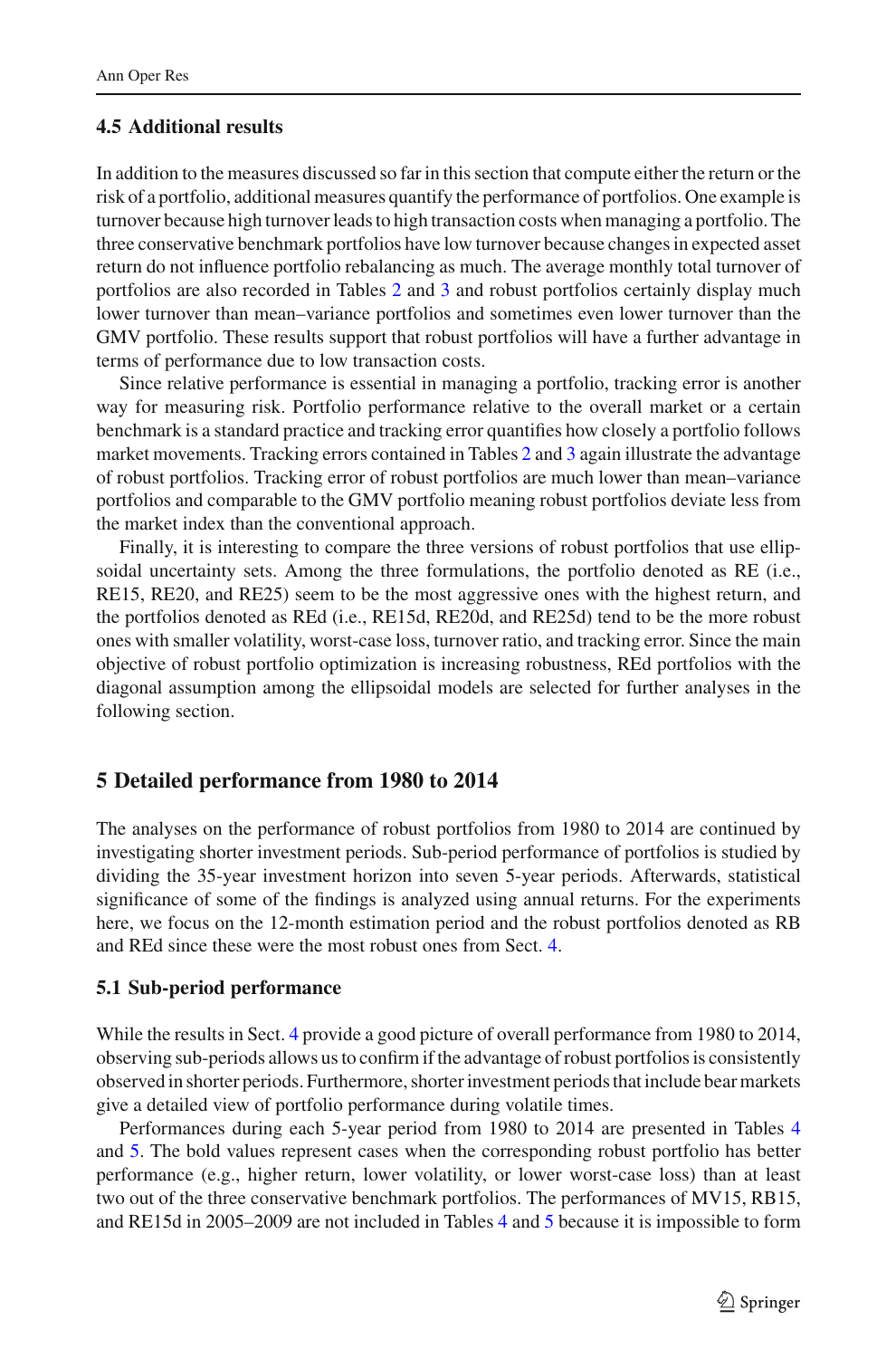### 4.5 Additional results

In addition to the measures discussed so far in this section that compute either the return or the risk of a portfolio, additional measures quantify the performance of portfolios. One example is turnover because high turnover leads to high transaction costs when managing a portfolio. The three conservative benchmark portfolios have low turnover because changes in expected asset return do not influence portfolio rebalancing as much. The average monthly total turnover of portfolios are also recorded in Tables 2 and 3 and robust portfolios certainly display much lower turnover than mean–variance portfolios and sometimes even lower turnover than the GMV portfolio. These results support that robust portfolios will have a further advantage in terms of performance due to low transaction costs.

Since relative performance is essential in managing a portfolio, tracking error is another way for measuring risk. Portfolio performance relative to the overall market or a certain benchmark is a standard practice and tracking error quantifies how closely a portfolio follows market movements. Tracking errors contained in Tables 2 and 3 again illustrate the advantage of robust portfolios. Tracking error of robust portfolios are much lower than mean–variance portfolios and comparable to the GMV portfolio meaning robust portfolios deviate less from the market index than the conventional approach.

Finally, it is interesting to compare the three versions of robust portfolios that use ellipsoidal uncertainty sets. Among the three formulations, the portfolio denoted as RE (i.e., RE15, RE20, and RE25) seem to be the most aggressive ones with the highest return, and the portfolios denoted as REd (i.e., RE15d, RE20d, and RE25d) tend to be the more robust ones with smaller volatility, worst-case loss, turnover ratio, and tracking error. Since the main objective of robust portfolio optimization is increasing robustness, REd portfolios with the diagonal assumption among the ellipsoidal models are selected for further analyses in the following section.

## 5 Detailed performance from 1980 to 2014

The analyses on the performance of robust portfolios from 1980 to 2014 are continued by investigating shorter investment periods. Sub-period performance of portfolios is studied by dividing the 35-year investment horizon into seven 5-year periods. Afterwards, statistical significance of some of the findings is analyzed using annual returns. For the experiments here, we focus on the 12-month estimation period and the robust portfolios denoted as RB and REd since these were the most robust ones from Sect. 4.

### 5.1 Sub-period performance

While the results in Sect. 4 provide a good picture of overall performance from 1980 to 2014, observing sub-periods allows us to confirm if the advantage of robust portfolios is consistently observed in shorter periods. Furthermore, shorter investment periods that include bear markets give a detailed view of portfolio performance during volatile times.

Performances during each 5-year period from 1980 to 2014 are presented in Tables 4 and 5. The bold values represent cases when the corresponding robust portfolio has better performance (e.g., higher return, lower volatility, or lower worst-case loss) than at least two out of the three conservative benchmark portfolios. The performances of MV15, RB15, and RE15d in 2005–2009 are not included in Tables 4 and 5 because it is impossible to form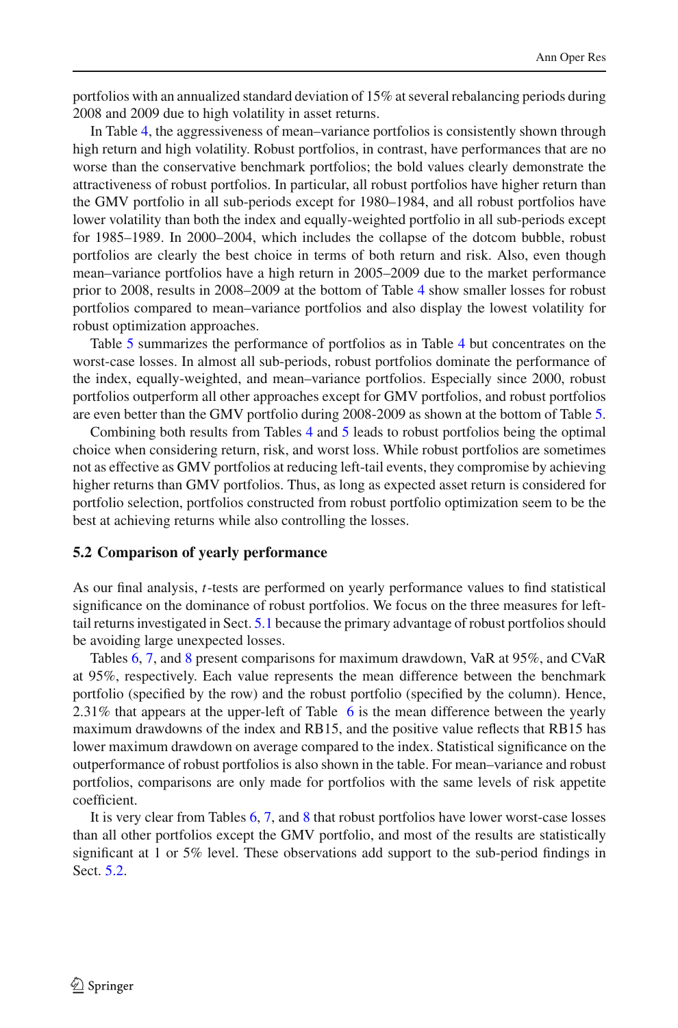portfolios with an annualized standard deviation of 15% at several rebalancing periods during 2008 and 2009 due to high volatility in asset returns.

In Table 4, the aggressiveness of mean–variance portfolios is consistently shown through high return and high volatility. Robust portfolios, in contrast, have performances that are no worse than the conservative benchmark portfolios; the bold values clearly demonstrate the attractiveness of robust portfolios. In particular, all robust portfolios have higher return than the GMV portfolio in all sub-periods except for 1980–1984, and all robust portfolios have lower volatility than both the index and equally-weighted portfolio in all sub-periods except for 1985–1989. In 2000–2004, which includes the collapse of the dotcom bubble, robust portfolios are clearly the best choice in terms of both return and risk. Also, even though mean–variance portfolios have a high return in 2005–2009 due to the market performance prior to 2008, results in 2008–2009 at the bottom of Table 4 show smaller losses for robust portfolios compared to mean–variance portfolios and also display the lowest volatility for robust optimization approaches.

Table 5 summarizes the performance of portfolios as in Table 4 but concentrates on the worst-case losses. In almost all sub-periods, robust portfolios dominate the performance of the index, equally-weighted, and mean–variance portfolios. Especially since 2000, robust portfolios outperform all other approaches except for GMV portfolios, and robust portfolios are even better than the GMV portfolio during 2008-2009 as shown at the bottom of Table 5.

Combining both results from Tables 4 and 5 leads to robust portfolios being the optimal choice when considering return, risk, and worst loss. While robust portfolios are sometimes not as effective as GMV portfolios at reducing left-tail events, they compromise by achieving higher returns than GMV portfolios. Thus, as long as expected asset return is considered for portfolio selection, portfolios constructed from robust portfolio optimization seem to be the best at achieving returns while also controlling the losses.

### 5.2 Comparison of yearly performance

As our final analysis, $t$-tests are performed on yearly performance values to find statistical significance on the dominance of robust portfolios. We focus on the three measures for left-tail returns investigated in Sect. 5.1 because the primary advantage of robust portfolios should be avoiding large unexpected losses.

Tables 6, 7, and 8 present comparisons for maximum drawdown, VaR at 95%, and CVaR at 95%, respectively. Each value represents the mean difference between the benchmark portfolio (specified by the row) and the robust portfolio (specified by the column). Hence, 2.31% that appears at the upper-left of Table 6 is the mean difference between the yearly maximum drawdowns of the index and RB15, and the positive value reflects that RB15 has lower maximum drawdown on average compared to the index. Statistical significance on the outperformance of robust portfolios is also shown in the table. For mean–variance and robust portfolios, comparisons are only made for portfolios with the same levels of risk appetite coefficient.

It is very clear from Tables 6, 7, and 8 that robust portfolios have lower worst-case losses than all other portfolios except the GMV portfolio, and most of the results are statistically significant at 1 or 5% level. These observations add support to the sub-period findings in Sect. 5.2.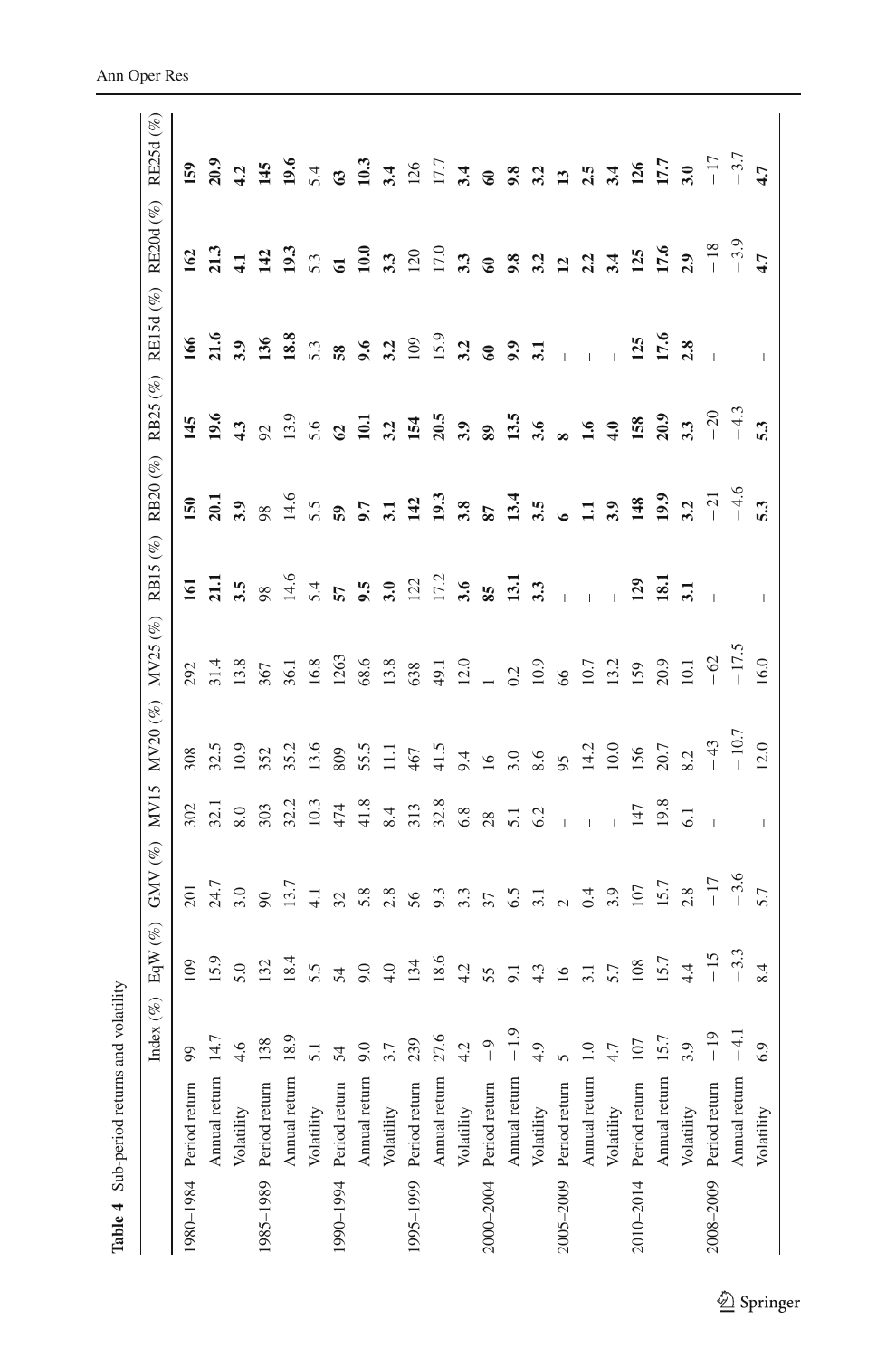**Table 4** Sub-period returns and volatility

| | | Index (%) | EqW (%) | GMV (%) | MV15 | MV20 (%) | MV25 (%) | RB15 (%) | RB20 (%) | RB25 (%) | RE15d (%) | RE20d (%) | RE25d (%) |
|---|---|---|---|---|---|---|---|---|---|---|---|---|---|
| 1980–1984 | Period return | 99 | 109 | 201 | 302 | 308 | 292 | **161** | **150** | **145** | **166** | **162** | **159** |
| | Annual return | 14.7 | 15.9 | 24.7 | 32.1 | 32.5 | 31.4 | **21.1** | **20.1** | **19.6** | **21.6** | **21.3** | **20.9** |
| | Volatility | 4.6 | 5.0 | 3.0 | 8.0 | 10.9 | 13.8 | **3.5** | **3.9** | **4.3** | **3.9** | **4.1** | **4.2** |
| 1985–1989 | Period return | 138 | 132 | 90 | 303 | 352 | 367 | 98 | 98 | 92 | **136** | **142** | **145** |
| | Annual return | 18.9 | 18.4 | 13.7 | 32.2 | 35.2 | 36.1 | 14.6 | 14.6 | 13.9 | **18.8** | **19.3** | **19.6** |
| | Volatility | 5.1 | 5.5 | 4.1 | 10.3 | 13.6 | 16.8 | 5.4 | 5.5 | 5.6 | 5.3 | 5.3 | 5.4 |
| 1990–1994 | Period return | 54 | 54 | 32 | 474 | 809 | 1263 | **57** | **59** | **62** | **58** | **61** | **63** |
| | Annual return | 9.0 | 9.0 | 5.8 | 41.8 | 55.5 | 68.6 | **9.5** | **9.7** | **10.1** | **9.6** | **10.0** | **10.3** |
| | Volatility | 3.7 | 4.0 | 2.8 | 8.4 | 11.1 | 13.8 | **3.0** | **3.1** | **3.2** | **3.2** | **3.3** | **3.4** |
| 1995–1999 | Period return | 239 | 134 | 56 | 313 | 467 | 638 | 122 | **142** | **154** | 109 | 120 | 126 |
| | Annual return | 27.6 | 18.6 | 9.3 | 32.8 | 41.5 | 49.1 | 17.2 | **19.3** | **20.5** | 15.9 | 17.0 | 17.7 |
| | Volatility | 4.2 | 4.2 | 3.3 | 6.8 | 9.4 | 12.0 | **3.6** | **3.8** | **3.9** | **3.2** | **3.3** | **3.4** |
| 2000–2004 | Period return | −9 | 55 | 37 | 28 | 16 | 1 | **85** | **87** | **89** | **60** | **60** | **60** |
| | Annual return | −1.9 | 9.1 | 6.5 | 5.1 | 3.0 | 0.2 | **13.1** | **13.4** | **13.5** | **9.9** | **9.8** | **9.8** |
| | Volatility | 4.9 | 4.3 | 3.1 | 6.2 | 8.6 | 10.9 | **3.3** | **3.5** | **3.6** | **3.1** | **3.2** | **3.2** |
| 2005–2009 | Period return | 5 | 16 | 2 | – | 95 | 66 | – | **6** | **8** | – | **12** | **13** |
| | Annual return | 1.0 | 3.1 | 0.4 | – | 14.2 | 10.7 | – | **1.1** | **1.6** | – | **2.2** | **2.5** |
| | Volatility | 4.7 | 5.7 | 3.9 | – | 10.0 | 13.2 | – | **3.9** | **4.0** | – | **3.4** | **3.4** |
| 2010–2014 | Period return | 107 | 108 | 107 | 147 | 156 | 159 | **129** | **148** | **158** | **125** | **125** | **126** |
| | Annual return | 15.7 | 15.7 | 15.7 | 19.8 | 20.7 | 20.9 | **18.1** | **19.9** | **20.9** | **17.6** | **17.6** | **17.7** |
| | Volatility | 3.9 | 4.4 | 2.8 | 6.1 | 8.2 | 10.1 | **3.1** | **3.2** | **3.3** | **2.8** | **2.9** | **3.0** |
| 2008–2009 | Period return | −19 | −15 | −17 | – | −43 | −62 | – | −21 | −20 | – | −18 | −17 |
| | Annual return | −4.1 | −3.3 | −3.6 | – | −10.7 | −17.5 | – | −4.6 | −4.3 | – | −3.9 | −3.7 |
| | Volatility | 6.9 | 8.4 | 5.7 | – | 12.0 | 16.0 | – | **5.3** | **5.3** | – | **4.7** | **4.7** |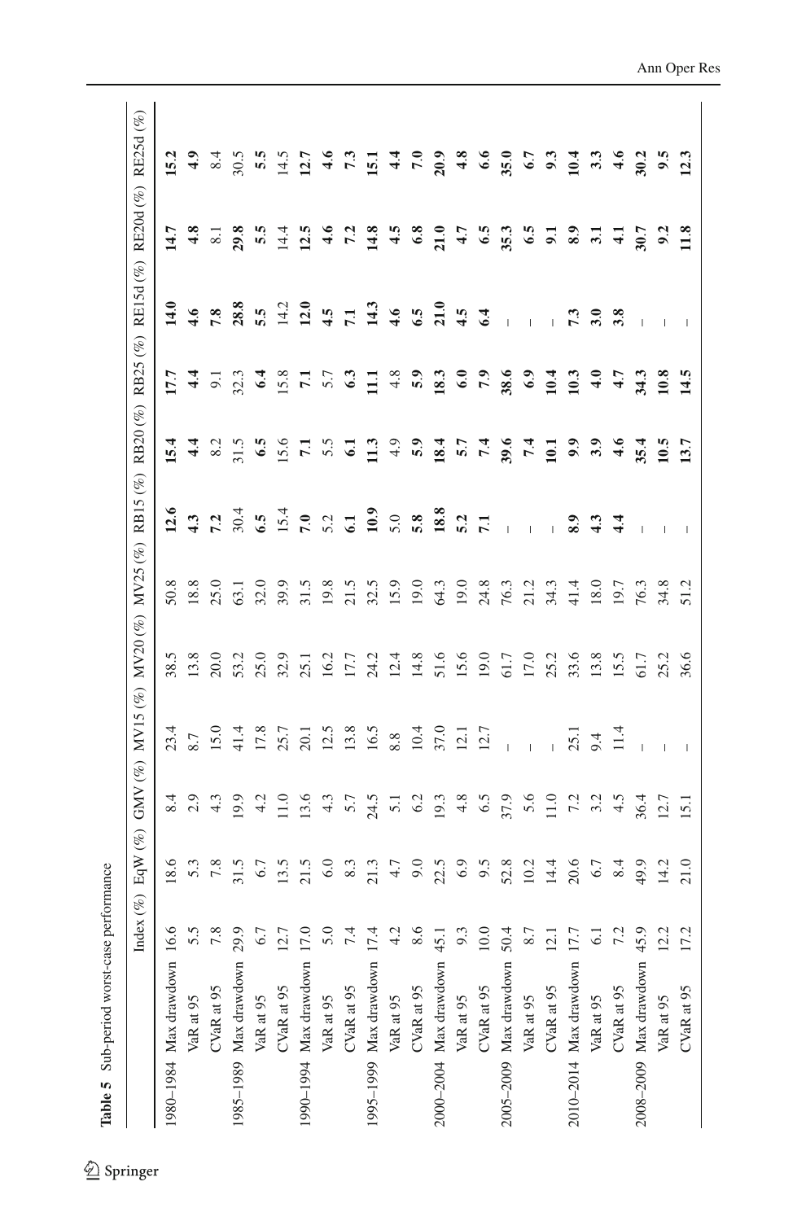**Table 5** Sub-period worst-case performance

| | | Index (%) | EqW (%) | GMV (%) | MV15 (%) | MV20 (%) | MV25 (%) | RB15 (%) | RB20 (%) | RB25 (%) | RE15d (%) | RE20d (%) | RE25d (%) |
|---|---|---|---|---|---|---|---|---|---|---|---|---|---|
| 1980–1984 | Max drawdown | 16.6 | 18.6 | 8.4 | 23.4 | 38.5 | 50.8 | **12.6** | **15.4** | **17.7** | **14.0** | **14.7** | **15.2** |
| | VaR at 95 | 5.5 | 5.3 | 2.9 | 8.7 | 13.8 | 18.8 | **4.3** | **4.4** | **4.4** | **4.6** | **4.8** | **4.9** |
| | CVaR at 95 | 7.8 | 7.8 | 4.3 | 15.0 | 20.0 | 25.0 | **7.2** | 8.2 | 9.1 | **7.8** | 8.1 | 8.4 |
| 1985–1989 | Max drawdown | 29.9 | 31.5 | 19.9 | 41.4 | 53.2 | 63.1 | 30.4 | 31.5 | 32.3 | **28.8** | **29.8** | 30.5 |
| | VaR at 95 | 6.7 | 6.7 | 4.2 | 17.8 | 25.0 | 32.0 | **6.5** | **6.5** | **6.4** | **5.5** | **5.5** | **5.5** |
| | CVaR at 95 | 12.7 | 13.5 | 11.0 | 25.7 | 32.9 | 39.9 | 15.4 | 15.6 | 15.8 | 14.2 | 14.4 | 14.5 |
| 1990–1994 | Max drawdown | 17.0 | 21.5 | 13.6 | 20.1 | 25.1 | 31.5 | **7.0** | **7.1** | **7.1** | **12.0** | **12.5** | **12.7** |
| | VaR at 95 | 5.0 | 6.0 | 4.3 | 12.5 | 16.2 | 19.8 | 5.2 | 5.5 | 5.7 | **4.5** | **4.6** | **4.6** |
| | CVaR at 95 | 7.4 | 8.3 | 5.7 | 13.8 | 17.7 | 21.5 | **6.1** | **6.1** | **6.3** | **7.1** | **7.2** | **7.3** |
| 1995–1999 | Max drawdown | 17.4 | 21.3 | 24.5 | 16.5 | 24.2 | 32.5 | **10.9** | **11.3** | **11.1** | **14.3** | **14.8** | **15.1** |
| | VaR at 95 | 4.2 | 4.7 | 5.1 | 8.8 | 12.4 | 15.9 | 5.0 | 4.9 | 4.8 | **4.6** | **4.5** | **4.4** |
| | CVaR at 95 | 8.6 | 9.0 | 6.2 | 10.4 | 14.8 | 19.0 | **5.8** | **5.9** | **5.9** | **6.5** | **6.8** | **7.0** |
| 2000–2004 | Max drawdown | 45.1 | 22.5 | 19.3 | 37.0 | 51.6 | 64.3 | **18.8** | **18.4** | **18.3** | **21.0** | **21.0** | **20.9** |
| | VaR at 95 | 9.3 | 6.9 | 4.8 | 12.1 | 15.6 | 19.0 | **5.2** | **5.7** | **6.0** | **4.5** | **4.7** | **4.8** |
| | CVaR at 95 | 10.0 | 9.5 | 6.5 | 12.7 | 19.0 | 24.8 | **7.1** | **7.4** | **7.9** | **6.4** | **6.5** | **6.6** |
| 2005–2009 | Max drawdown | 50.4 | 52.8 | 37.9 | – | 61.7 | 76.3 | – | **39.6** | **38.6** | – | **35.3** | **35.0** |
| | VaR at 95 | 8.7 | 10.2 | 5.6 | – | 17.0 | 21.2 | – | **7.4** | **6.9** | – | **6.5** | **6.7** |
| | CVaR at 95 | 12.1 | 14.4 | 11.0 | – | 25.2 | 34.3 | – | **10.1** | **10.4** | – | **9.1** | **9.3** |
| 2010–2014 | Max drawdown | 17.7 | 20.6 | 7.2 | 25.1 | 33.6 | 41.4 | **8.9** | **9.9** | **10.3** | **7.3** | **8.9** | **10.4** |
| | VaR at 95 | 6.1 | 6.7 | 3.2 | 9.4 | 13.8 | 18.0 | **4.3** | **3.9** | **4.0** | **3.0** | **3.1** | **3.3** |
| | CVaR at 95 | 7.2 | 8.4 | 4.5 | 11.4 | 15.5 | 19.7 | **4.4** | **4.6** | **4.7** | **3.8** | **4.1** | **4.6** |
| 2008–2009 | Max drawdown | 45.9 | 49.9 | 36.4 | – | 61.7 | 76.3 | – | **35.4** | **34.3** | – | **30.7** | **30.2** |
| | VaR at 95 | 12.2 | 14.2 | 12.7 | – | 25.2 | 34.8 | – | **10.5** | **10.8** | – | **9.2** | **9.5** |
| | CVaR at 95 | 17.2 | 21.0 | 15.1 | – | 36.6 | 51.2 | – | **13.7** | **14.5** | – | **11.8** | **12.3** |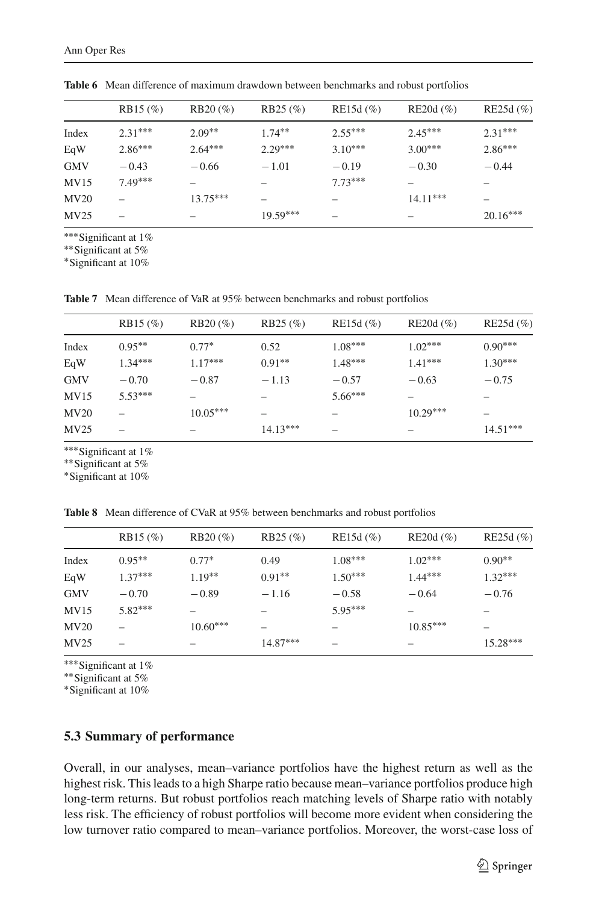**Table 6** Mean difference of maximum drawdown between benchmarks and robust portfolios

| | RB15 (%) | RB20 (%) | RB25 (%) | RE15d (%) | RE20d (%) | RE25d (%) |
|---|---|---|---|---|---|---|
| Index | 2.31*** | 2.09** | 1.74** | 2.55*** | 2.45*** | 2.31*** |
| EqW | 2.86*** | 2.64*** | 2.29*** | 3.10*** | 3.00*** | 2.86*** |
| GMV | −0.43 | −0.66 | −1.01 | −0.19 | −0.30 | −0.44 |
| MV15 | 7.49*** | – | – | 7.73*** | – | – |
| MV20 | – | 13.75*** | – | – | 14.11*** | – |
| MV25 | – | – | 19.59*** | – | – | 20.16*** |

***Significant at 1%
**Significant at 5%
*Significant at 10%

**Table 7** Mean difference of VaR at 95% between benchmarks and robust portfolios

| | RB15 (%) | RB20 (%) | RB25 (%) | RE15d (%) | RE20d (%) | RE25d (%) |
|---|---|---|---|---|---|---|
| Index | 0.95** | 0.77* | 0.52 | 1.08*** | 1.02*** | 0.90*** |
| EqW | 1.34*** | 1.17*** | 0.91** | 1.48*** | 1.41*** | 1.30*** |
| GMV | −0.70 | −0.87 | −1.13 | −0.57 | −0.63 | −0.75 |
| MV15 | 5.53*** | – | – | 5.66*** | – | – |
| MV20 | – | 10.05*** | – | – | 10.29*** | – |
| MV25 | – | – | 14.13*** | – | – | 14.51*** |

***Significant at 1%
**Significant at 5%
*Significant at 10%

**Table 8** Mean difference of CVaR at 95% between benchmarks and robust portfolios

| | RB15 (%) | RB20 (%) | RB25 (%) | RE15d (%) | RE20d (%) | RE25d (%) |
|---|---|---|---|---|---|---|
| Index | 0.95** | 0.77* | 0.49 | 1.08*** | 1.02*** | 0.90** |
| EqW | 1.37*** | 1.19** | 0.91** | 1.50*** | 1.44*** | 1.32*** |
| GMV | −0.70 | −0.89 | −1.16 | −0.58 | −0.64 | −0.76 |
| MV15 | 5.82*** | – | – | 5.95*** | – | – |
| MV20 | – | 10.60*** | – | – | 10.85*** | – |
| MV25 | – | – | 14.87*** | – | – | 15.28*** |

***Significant at 1%
**Significant at 5%
*Significant at 10%

### 5.3 Summary of performance

Overall, in our analyses, mean–variance portfolios have the highest return as well as the highest risk. This leads to a high Sharpe ratio because mean–variance portfolios produce high long-term returns. But robust portfolios reach matching levels of Sharpe ratio with notably less risk. The efficiency of robust portfolios will become more evident when considering the low turnover ratio compared to mean–variance portfolios. Moreover, the worst-case loss of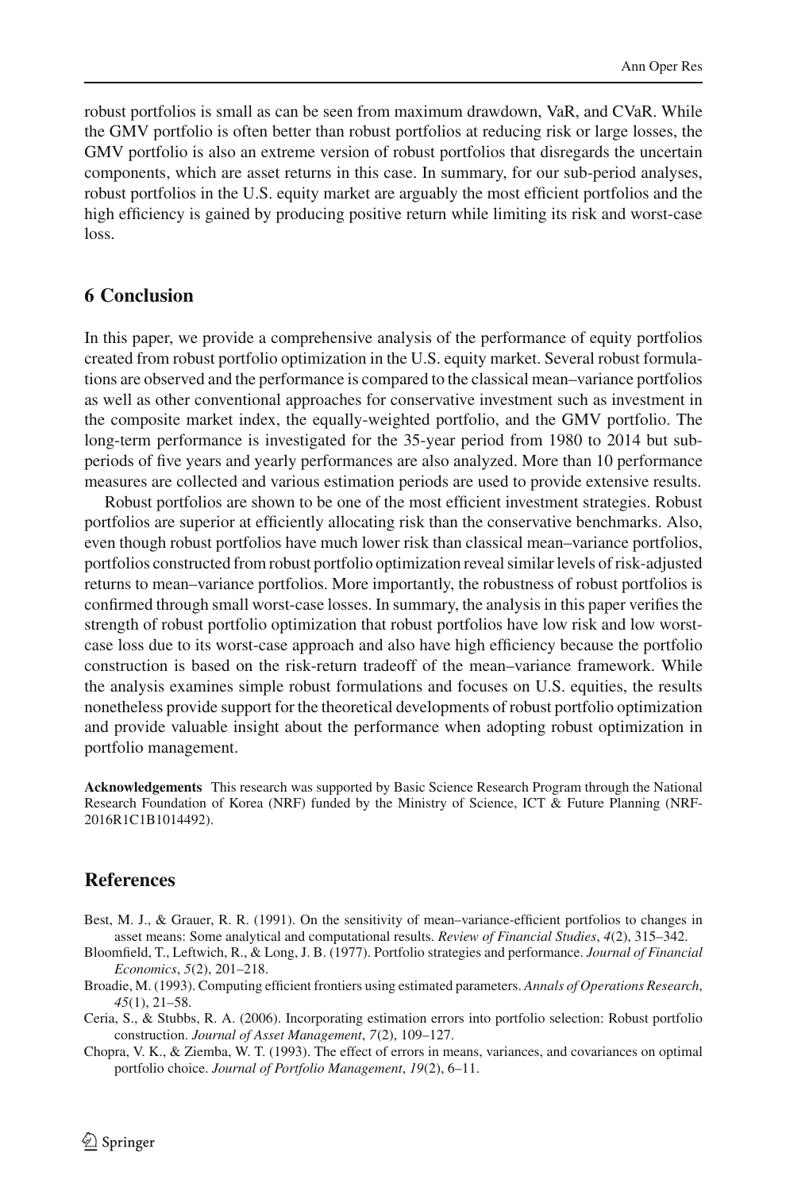robust portfolios is small as can be seen from maximum drawdown, VaR, and CVaR. While the GMV portfolio is often better than robust portfolios at reducing risk or large losses, the GMV portfolio is also an extreme version of robust portfolios that disregards the uncertain components, which are asset returns in this case. In summary, for our sub-period analyses, robust portfolios in the U.S. equity market are arguably the most efficient portfolios and the high efficiency is gained by producing positive return while limiting its risk and worst-case loss.

## 6 Conclusion

In this paper, we provide a comprehensive analysis of the performance of equity portfolios created from robust portfolio optimization in the U.S. equity market. Several robust formulations are observed and the performance is compared to the classical mean–variance portfolios as well as other conventional approaches for conservative investment such as investment in the composite market index, the equally-weighted portfolio, and the GMV portfolio. The long-term performance is investigated for the 35-year period from 1980 to 2014 but sub-periods of five years and yearly performances are also analyzed. More than 10 performance measures are collected and various estimation periods are used to provide extensive results.

Robust portfolios are shown to be one of the most efficient investment strategies. Robust portfolios are superior at efficiently allocating risk than the conservative benchmarks. Also, even though robust portfolios have much lower risk than classical mean–variance portfolios, portfolios constructed from robust portfolio optimization reveal similar levels of risk-adjusted returns to mean–variance portfolios. More importantly, the robustness of robust portfolios is confirmed through small worst-case losses. In summary, the analysis in this paper verifies the strength of robust portfolio optimization that robust portfolios have low risk and low worst-case loss due to its worst-case approach and also have high efficiency because the portfolio construction is based on the risk-return tradeoff of the mean–variance framework. While the analysis examines simple robust formulations and focuses on U.S. equities, the results nonetheless provide support for the theoretical developments of robust portfolio optimization and provide valuable insight about the performance when adopting robust optimization in portfolio management.

**Acknowledgements** This research was supported by Basic Science Research Program through the National Research Foundation of Korea (NRF) funded by the Ministry of Science, ICT & Future Planning (NRF-2016R1C1B1014492).

## References

Best, M. J., & Grauer, R. R. (1991). On the sensitivity of mean–variance-efficient portfolios to changes in asset means: Some analytical and computational results. *Review of Financial Studies*, *4*(2), 315–342.

Bloomfield, T., Leftwich, R., & Long, J. B. (1977). Portfolio strategies and performance. *Journal of Financial Economics*, *5*(2), 201–218.

Broadie, M. (1993). Computing efficient frontiers using estimated parameters. *Annals of Operations Research*, *45*(1), 21–58.

Ceria, S., & Stubbs, R. A. (2006). Incorporating estimation errors into portfolio selection: Robust portfolio construction. *Journal of Asset Management*, *7*(2), 109–127.

Chopra, V. K., & Ziemba, W. T. (1993). The effect of errors in means, variances, and covariances on optimal portfolio choice. *Journal of Portfolio Management*, *19*(2), 6–11.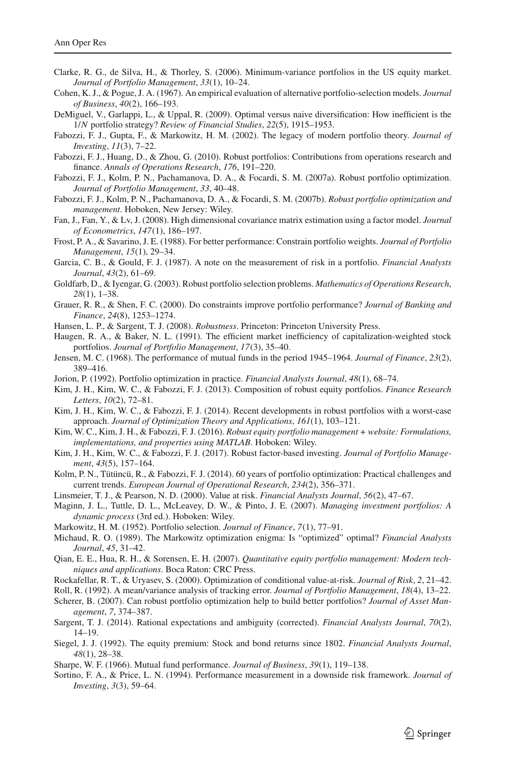Clarke, R. G., de Silva, H., & Thorley, S. (2006). Minimum-variance portfolios in the US equity market. *Journal of Portfolio Management*, *33*(1), 10–24.

Cohen, K. J., & Pogue, J. A. (1967). An empirical evaluation of alternative portfolio-selection models. *Journal of Business*, *40*(2), 166–193.

DeMiguel, V., Garlappi, L., & Uppal, R. (2009). Optimal versus naive diversification: How inefficient is the 1/*N* portfolio strategy? *Review of Financial Studies*, *22*(5), 1915–1953.

Fabozzi, F. J., Gupta, F., & Markowitz, H. M. (2002). The legacy of modern portfolio theory. *Journal of Investing*, *11*(3), 7–22.

Fabozzi, F. J., Huang, D., & Zhou, G. (2010). Robust portfolios: Contributions from operations research and finance. *Annals of Operations Research*, *176*, 191–220.

Fabozzi, F. J., Kolm, P. N., Pachamanova, D. A., & Focardi, S. M. (2007a). Robust portfolio optimization. *Journal of Portfolio Management*, *33*, 40–48.

Fabozzi, F. J., Kolm, P. N., Pachamanova, D. A., & Focardi, S. M. (2007b). *Robust portfolio optimization and management*. Hoboken, New Jersey: Wiley.

Fan, J., Fan, Y., & Lv, J. (2008). High dimensional covariance matrix estimation using a factor model. *Journal of Econometrics*, *147*(1), 186–197.

Frost, P. A., & Savarino, J. E. (1988). For better performance: Constrain portfolio weights. *Journal of Portfolio Management*, *15*(1), 29–34.

Garcia, C. B., & Gould, F. J. (1987). A note on the measurement of risk in a portfolio. *Financial Analysts Journal*, *43*(2), 61–69.

Goldfarb, D., & Iyengar, G. (2003). Robust portfolio selection problems. *Mathematics of Operations Research*, *28*(1), 1–38.

Grauer, R. R., & Shen, F. C. (2000). Do constraints improve portfolio performance? *Journal of Banking and Finance*, *24*(8), 1253–1274.

Hansen, L. P., & Sargent, T. J. (2008). *Robustness*. Princeton: Princeton University Press.

Haugen, R. A., & Baker, N. L. (1991). The efficient market inefficiency of capitalization-weighted stock portfolios. *Journal of Portfolio Management*, *17*(3), 35–40.

Jensen, M. C. (1968). The performance of mutual funds in the period 1945–1964. *Journal of Finance*, *23*(2), 389–416.

Jorion, P. (1992). Portfolio optimization in practice. *Financial Analysts Journal*, *48*(1), 68–74.

Kim, J. H., Kim, W. C., & Fabozzi, F. J. (2013). Composition of robust equity portfolios. *Finance Research Letters*, *10*(2), 72–81.

Kim, J. H., Kim, W. C., & Fabozzi, F. J. (2014). Recent developments in robust portfolios with a worst-case approach. *Journal of Optimization Theory and Applications*, *161*(1), 103–121.

Kim, W. C., Kim, J. H., & Fabozzi, F. J. (2016). *Robust equity portfolio management + website: Formulations, implementations, and properties using MATLAB*. Hoboken: Wiley.

Kim, J. H., Kim, W. C., & Fabozzi, F. J. (2017). Robust factor-based investing. *Journal of Portfolio Management*, *43*(5), 157–164.

Kolm, P. N., Tütüncü, R., & Fabozzi, F. J. (2014). 60 years of portfolio optimization: Practical challenges and current trends. *European Journal of Operational Research*, *234*(2), 356–371.

Linsmeier, T. J., & Pearson, N. D. (2000). Value at risk. *Financial Analysts Journal*, *56*(2), 47–67.

Maginn, J. L., Tuttle, D. L., McLeavey, D. W., & Pinto, J. E. (2007). *Managing investment portfolios: A dynamic process* (3rd ed.). Hoboken: Wiley.

Markowitz, H. M. (1952). Portfolio selection. *Journal of Finance*, *7*(1), 77–91.

Michaud, R. O. (1989). The Markowitz optimization enigma: Is "optimized" optimal? *Financial Analysts Journal*, *45*, 31–42.

Qian, E. E., Hua, R. H., & Sorensen, E. H. (2007). *Quantitative equity portfolio management: Modern techniques and applications*. Boca Raton: CRC Press.

Rockafellar, R. T., & Uryasev, S. (2000). Optimization of conditional value-at-risk. *Journal of Risk*, *2*, 21–42.

Roll, R. (1992). A mean/variance analysis of tracking error. *Journal of Portfolio Management*, *18*(4), 13–22.

Scherer, B. (2007). Can robust portfolio optimization help to build better portfolios? *Journal of Asset Management*, *7*, 374–387.

Sargent, T. J. (2014). Rational expectations and ambiguity (corrected). *Financial Analysts Journal*, *70*(2), 14–19.

Siegel, J. J. (1992). The equity premium: Stock and bond returns since 1802. *Financial Analysts Journal*, *48*(1), 28–38.

Sharpe, W. F. (1966). Mutual fund performance. *Journal of Business*, *39*(1), 119–138.

Sortino, F. A., & Price, L. N. (1994). Performance measurement in a downside risk framework. *Journal of Investing*, *3*(3), 59–64.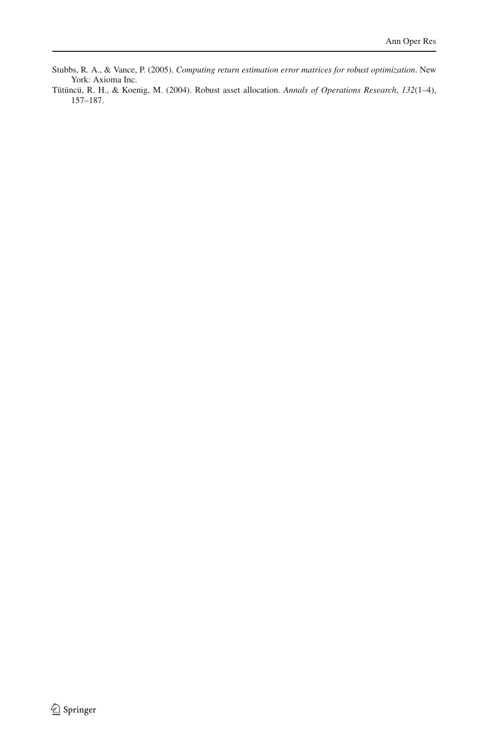Stubbs, R. A., & Vance, P. (2005). *Computing return estimation error matrices for robust optimization*. New York: Axioma Inc.

Tütüncü, R. H., & Koenig, M. (2004). Robust asset allocation. *Annals of Operations Research*, *132*(1–4), 157–187.